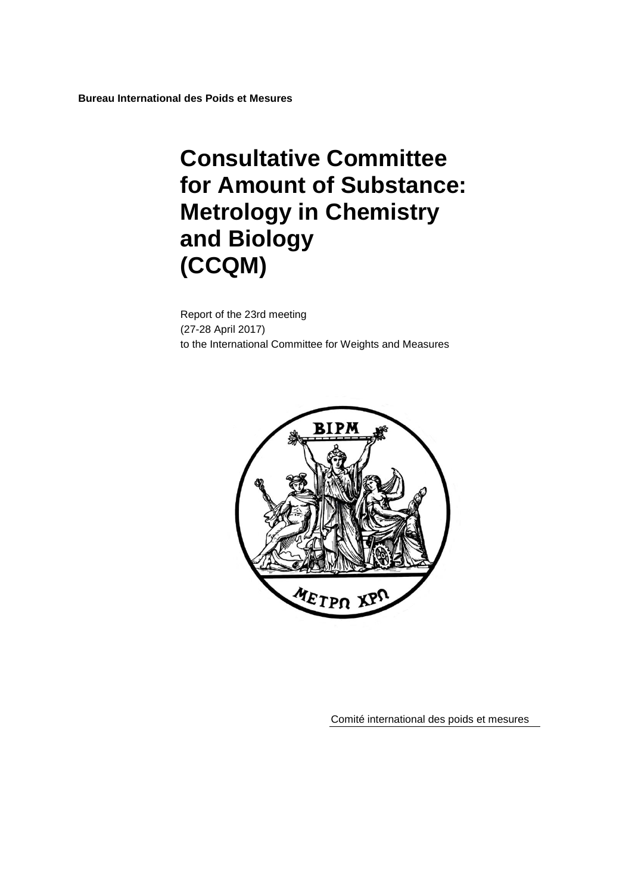**Bureau International des Poids et Mesures**

# Consultative Committee for Amount of Substance: Metrology in Chemistry and Biology (CCQM)

Report of the 23rd meeting
(27-28 April 2017)
to the International Committee for Weights and Measures

Comité international des poids et mesures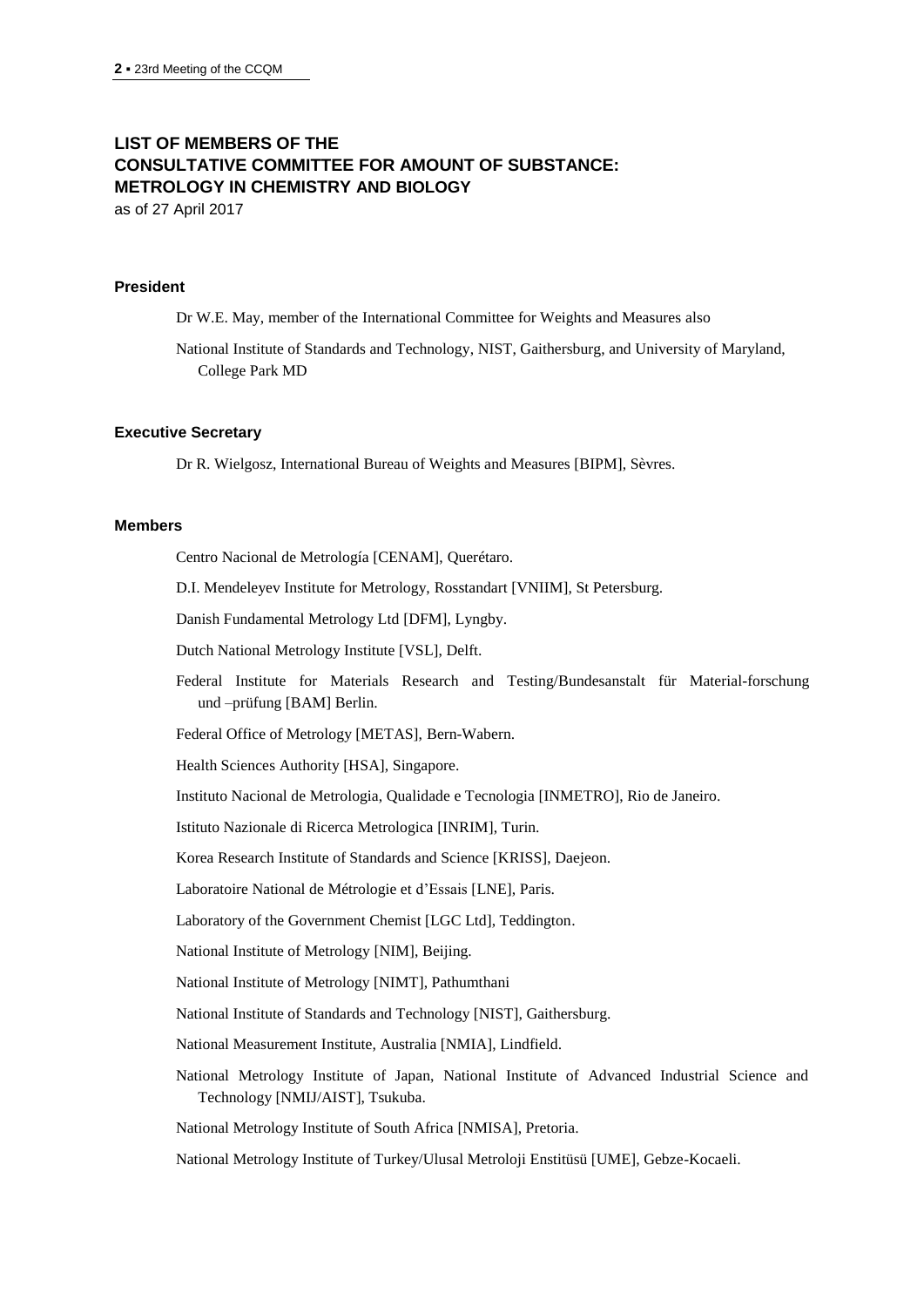# LIST OF MEMBERS OF THE CONSULTATIVE COMMITTEE FOR AMOUNT OF SUBSTANCE: METROLOGY IN CHEMISTRY AND BIOLOGY

as of 27 April 2017

### President

Dr W.E. May, member of the International Committee for Weights and Measures also

National Institute of Standards and Technology, NIST, Gaithersburg, and University of Maryland, College Park MD

### Executive Secretary

Dr R. Wielgosz, International Bureau of Weights and Measures [BIPM], Sèvres.

### Members

Centro Nacional de Metrología [CENAM], Querétaro.

D.I. Mendeleyev Institute for Metrology, Rosstandart [VNIIM], St Petersburg.

Danish Fundamental Metrology Ltd [DFM], Lyngby.

Dutch National Metrology Institute [VSL], Delft.

Federal Institute for Materials Research and Testing/Bundesanstalt für Material-forschung und –prüfung [BAM] Berlin.

Federal Office of Metrology [METAS], Bern-Wabern.

Health Sciences Authority [HSA], Singapore.

Instituto Nacional de Metrologia, Qualidade e Tecnologia [INMETRO], Rio de Janeiro.

Istituto Nazionale di Ricerca Metrologica [INRIM], Turin.

Korea Research Institute of Standards and Science [KRISS], Daejeon.

Laboratoire National de Métrologie et d'Essais [LNE], Paris.

Laboratory of the Government Chemist [LGC Ltd], Teddington.

National Institute of Metrology [NIM], Beijing.

National Institute of Metrology [NIMT], Pathumthani

National Institute of Standards and Technology [NIST], Gaithersburg.

National Measurement Institute, Australia [NMIA], Lindfield.

National Metrology Institute of Japan, National Institute of Advanced Industrial Science and Technology [NMIJ/AIST], Tsukuba.

National Metrology Institute of South Africa [NMISA], Pretoria.

National Metrology Institute of Turkey/Ulusal Metroloji Enstitüsü [UME], Gebze-Kocaeli.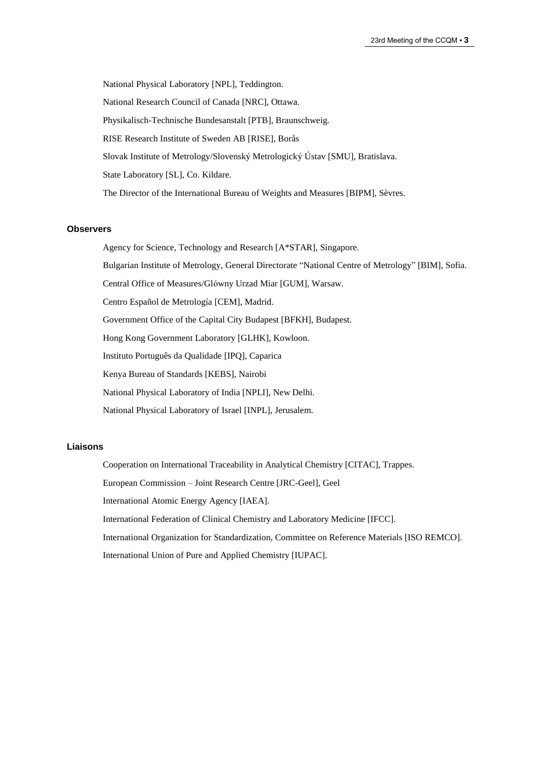National Physical Laboratory [NPL], Teddington.

National Research Council of Canada [NRC], Ottawa.

Physikalisch-Technische Bundesanstalt [PTB], Braunschweig.

RISE Research Institute of Sweden AB [RISE], Borås

Slovak Institute of Metrology/Slovenský Metrologický Ústav [SMU], Bratislava.

State Laboratory [SL], Co. Kildare.

The Director of the International Bureau of Weights and Measures [BIPM], Sèvres.

#### Observers

Agency for Science, Technology and Research [A*STAR], Singapore.

Bulgarian Institute of Metrology, General Directorate “National Centre of Metrology” [BIM], Sofia.

Central Office of Measures/Glówny Urzad Miar [GUM], Warsaw.

Centro Español de Metrología [CEM], Madrid.

Government Office of the Capital City Budapest [BFKH], Budapest.

Hong Kong Government Laboratory [GLHK], Kowloon.

Instituto Português da Qualidade [IPQ], Caparica

Kenya Bureau of Standards [KEBS], Nairobi

National Physical Laboratory of India [NPLI], New Delhi.

National Physical Laboratory of Israel [INPL], Jerusalem.

#### Liaisons

Cooperation on International Traceability in Analytical Chemistry [CITAC], Trappes.

European Commission – Joint Research Centre [JRC-Geel], Geel

International Atomic Energy Agency [IAEA].

International Federation of Clinical Chemistry and Laboratory Medicine [IFCC].

International Organization for Standardization, Committee on Reference Materials [ISO REMCO].

International Union of Pure and Applied Chemistry [IUPAC].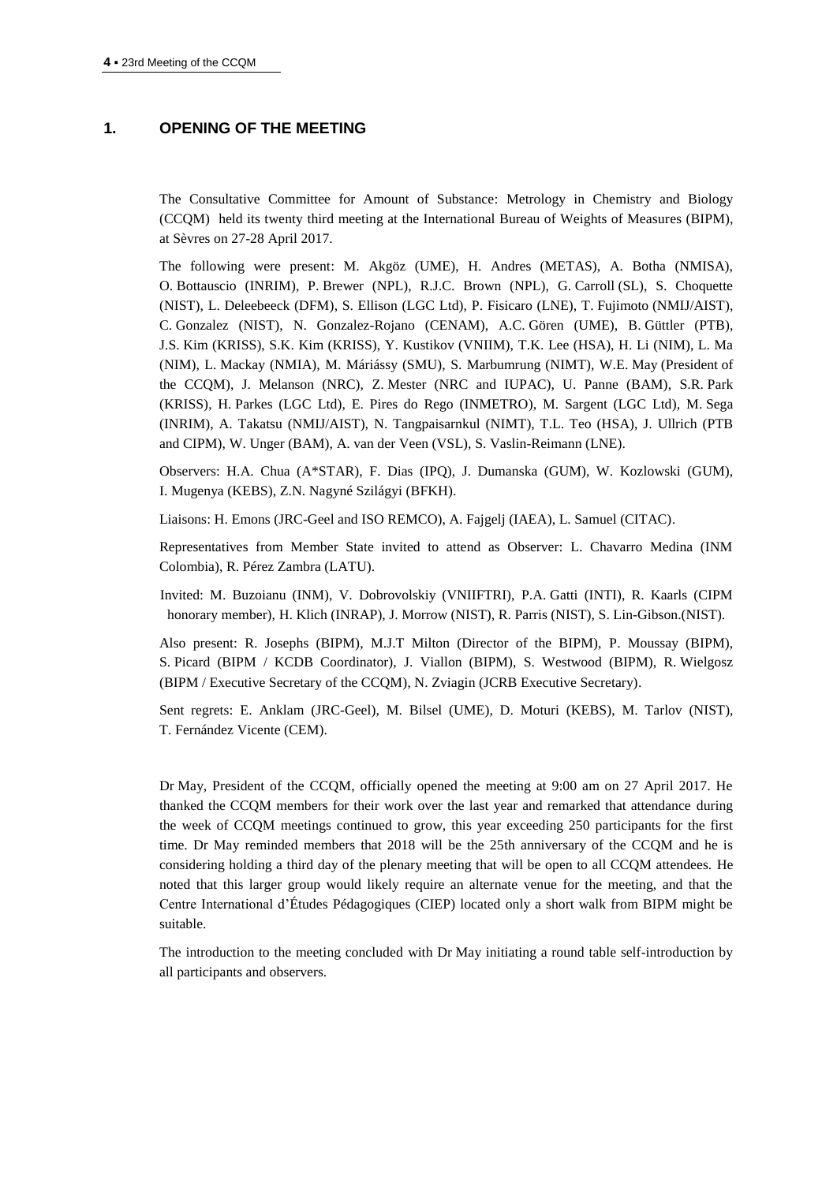## 1. OPENING OF THE MEETING

The Consultative Committee for Amount of Substance: Metrology in Chemistry and Biology (CCQM) held its twenty third meeting at the International Bureau of Weights of Measures (BIPM), at Sèvres on 27-28 April 2017.

The following were present: M. Akgöz (UME), H. Andres (METAS), A. Botha (NMISA), O. Bottauscio (INRIM), P. Brewer (NPL), R.J.C. Brown (NPL), G. Carroll (SL), S. Choquette (NIST), L. Deleebeeck (DFM), S. Ellison (LGC Ltd), P. Fisicaro (LNE), T. Fujimoto (NMIJ/AIST), C. Gonzalez (NIST), N. Gonzalez-Rojano (CENAM), A.C. Gören (UME), B. Güttler (PTB), J.S. Kim (KRISS), S.K. Kim (KRISS), Y. Kustikov (VNIIM), T.K. Lee (HSA), H. Li (NIM), L. Ma (NIM), L. Mackay (NMIA), M. Máriássy (SMU), S. Marbumrung (NIMT), W.E. May (President of the CCQM), J. Melanson (NRC), Z. Mester (NRC and IUPAC), U. Panne (BAM), S.R. Park (KRISS), H. Parkes (LGC Ltd), E. Pires do Rego (INMETRO), M. Sargent (LGC Ltd), M. Sega (INRIM), A. Takatsu (NMIJ/AIST), N. Tangpaisarnkul (NIMT), T.L. Teo (HSA), J. Ullrich (PTB and CIPM), W. Unger (BAM), A. van der Veen (VSL), S. Vaslin-Reimann (LNE).

Observers: H.A. Chua (A*STAR), F. Dias (IPQ), J. Dumanska (GUM), W. Kozlowski (GUM), I. Mugenya (KEBS), Z.N. Nagyné Szilágyi (BFKH).

Liaisons: H. Emons (JRC-Geel and ISO REMCO), A. Fajgelj (IAEA), L. Samuel (CITAC).

Representatives from Member State invited to attend as Observer: L. Chavarro Medina (INM Colombia), R. Pérez Zambra (LATU).

Invited: M. Buzoianu (INM), V. Dobrovolskiy (VNIIFTRI), P.A. Gatti (INTI), R. Kaarls (CIPM honorary member), H. Klich (INRAP), J. Morrow (NIST), R. Parris (NIST), S. Lin-Gibson.(NIST).

Also present: R. Josephs (BIPM), M.J.T Milton (Director of the BIPM), P. Moussay (BIPM), S. Picard (BIPM / KCDB Coordinator), J. Viallon (BIPM), S. Westwood (BIPM), R. Wielgosz (BIPM / Executive Secretary of the CCQM), N. Zviagin (JCRB Executive Secretary).

Sent regrets: E. Anklam (JRC-Geel), M. Bilsel (UME), D. Moturi (KEBS), M. Tarlov (NIST), T. Fernández Vicente (CEM).

Dr May, President of the CCQM, officially opened the meeting at 9:00 am on 27 April 2017. He thanked the CCQM members for their work over the last year and remarked that attendance during the week of CCQM meetings continued to grow, this year exceeding 250 participants for the first time. Dr May reminded members that 2018 will be the 25th anniversary of the CCQM and he is considering holding a third day of the plenary meeting that will be open to all CCQM attendees. He noted that this larger group would likely require an alternate venue for the meeting, and that the Centre International d'Études Pédagogiques (CIEP) located only a short walk from BIPM might be suitable.

The introduction to the meeting concluded with Dr May initiating a round table self-introduction by all participants and observers.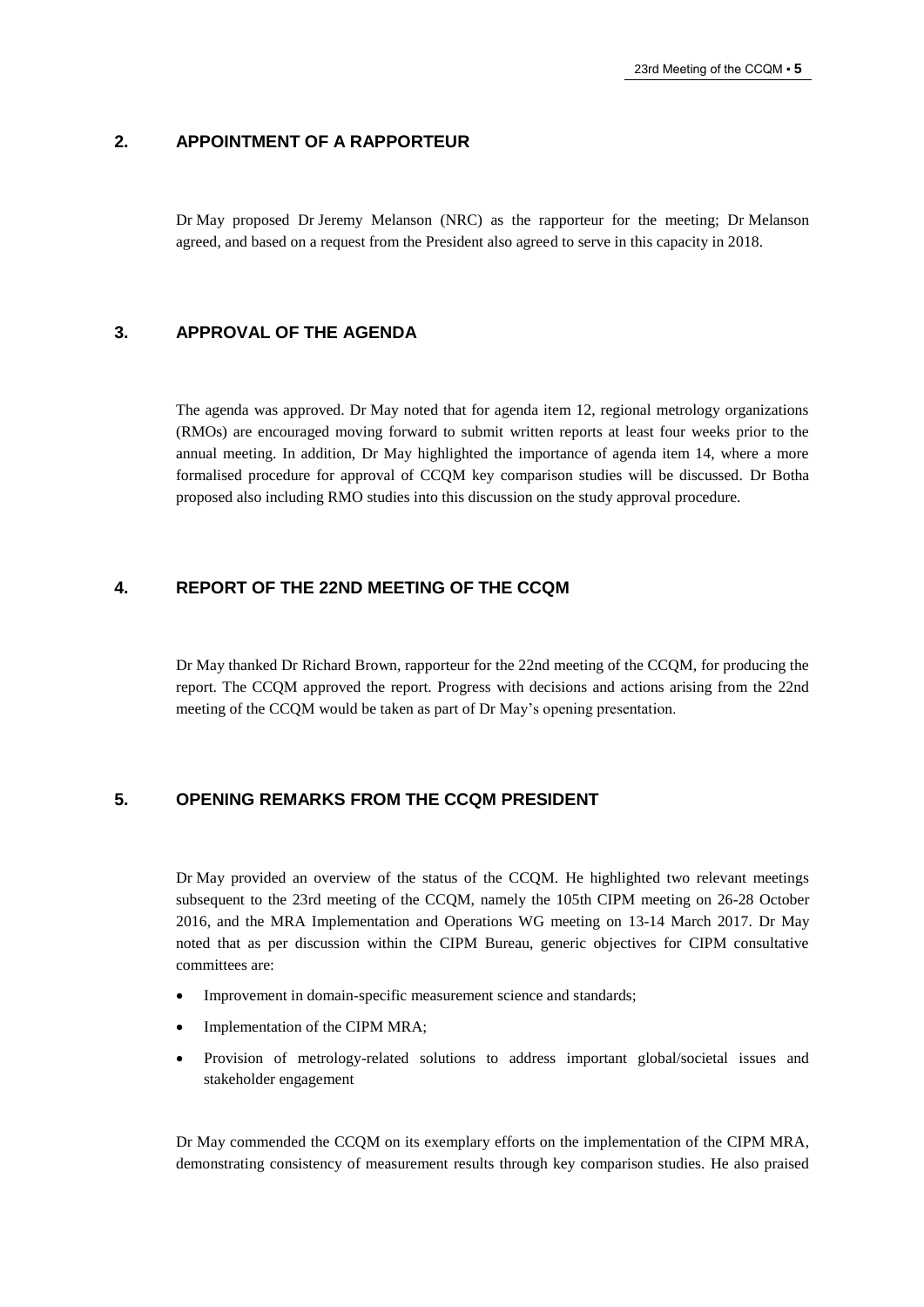## 2. APPOINTMENT OF A RAPPORTEUR

Dr May proposed Dr Jeremy Melanson (NRC) as the rapporteur for the meeting; Dr Melanson agreed, and based on a request from the President also agreed to serve in this capacity in 2018.

## 3. APPROVAL OF THE AGENDA

The agenda was approved. Dr May noted that for agenda item 12, regional metrology organizations (RMOs) are encouraged moving forward to submit written reports at least four weeks prior to the annual meeting. In addition, Dr May highlighted the importance of agenda item 14, where a more formalised procedure for approval of CCQM key comparison studies will be discussed. Dr Botha proposed also including RMO studies into this discussion on the study approval procedure.

## 4. REPORT OF THE 22ND MEETING OF THE CCQM

Dr May thanked Dr Richard Brown, rapporteur for the 22nd meeting of the CCQM, for producing the report. The CCQM approved the report. Progress with decisions and actions arising from the 22nd meeting of the CCQM would be taken as part of Dr May's opening presentation.

## 5. OPENING REMARKS FROM THE CCQM PRESIDENT

Dr May provided an overview of the status of the CCQM. He highlighted two relevant meetings subsequent to the 23rd meeting of the CCQM, namely the 105th CIPM meeting on 26-28 October 2016, and the MRA Implementation and Operations WG meeting on 13-14 March 2017. Dr May noted that as per discussion within the CIPM Bureau, generic objectives for CIPM consultative committees are:

- Improvement in domain-specific measurement science and standards;
- Implementation of the CIPM MRA;
- Provision of metrology-related solutions to address important global/societal issues and stakeholder engagement

Dr May commended the CCQM on its exemplary efforts on the implementation of the CIPM MRA, demonstrating consistency of measurement results through key comparison studies. He also praised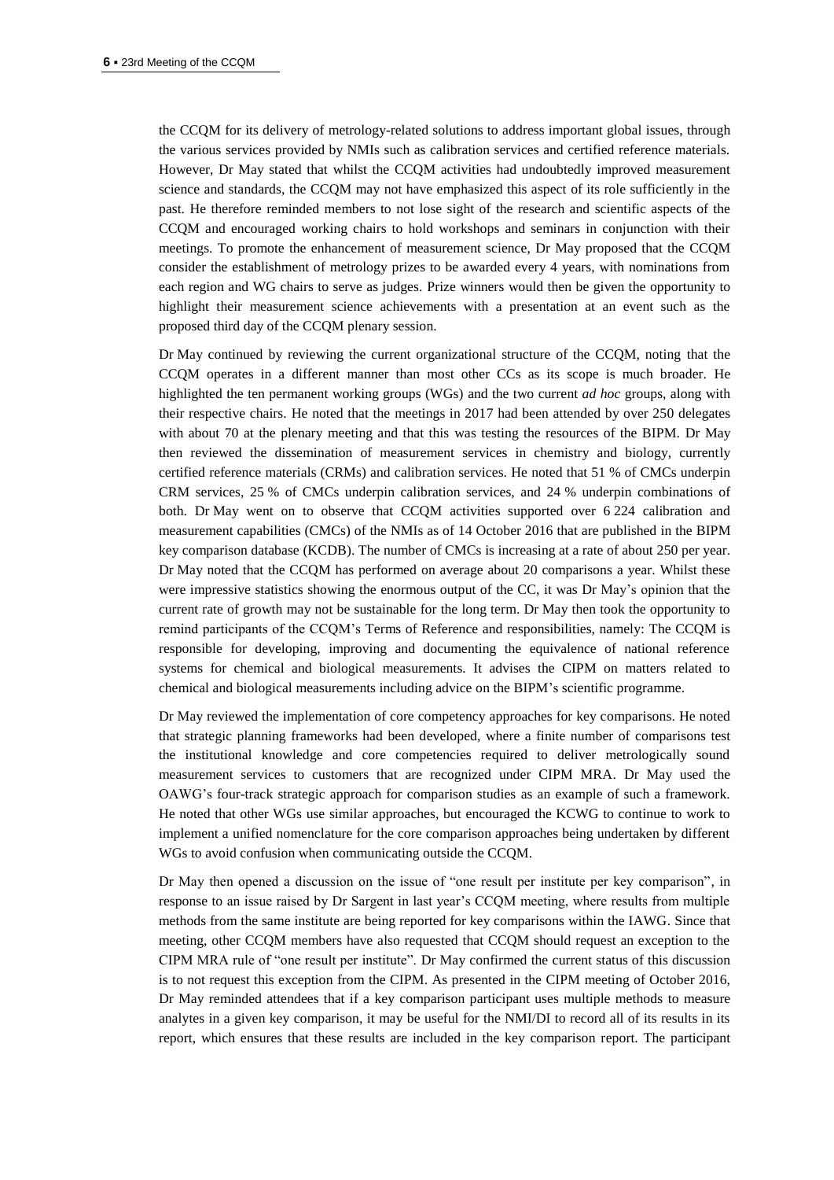the CCQM for its delivery of metrology-related solutions to address important global issues, through the various services provided by NMIs such as calibration services and certified reference materials. However, Dr May stated that whilst the CCQM activities had undoubtedly improved measurement science and standards, the CCQM may not have emphasized this aspect of its role sufficiently in the past. He therefore reminded members to not lose sight of the research and scientific aspects of the CCQM and encouraged working chairs to hold workshops and seminars in conjunction with their meetings. To promote the enhancement of measurement science, Dr May proposed that the CCQM consider the establishment of metrology prizes to be awarded every 4 years, with nominations from each region and WG chairs to serve as judges. Prize winners would then be given the opportunity to highlight their measurement science achievements with a presentation at an event such as the proposed third day of the CCQM plenary session.

Dr May continued by reviewing the current organizational structure of the CCQM, noting that the CCQM operates in a different manner than most other CCs as its scope is much broader. He highlighted the ten permanent working groups (WGs) and the two current *ad hoc* groups, along with their respective chairs. He noted that the meetings in 2017 had been attended by over 250 delegates with about 70 at the plenary meeting and that this was testing the resources of the BIPM. Dr May then reviewed the dissemination of measurement services in chemistry and biology, currently certified reference materials (CRMs) and calibration services. He noted that 51 % of CMCs underpin CRM services, 25 % of CMCs underpin calibration services, and 24 % underpin combinations of both. Dr May went on to observe that CCQM activities supported over 6 224 calibration and measurement capabilities (CMCs) of the NMIs as of 14 October 2016 that are published in the BIPM key comparison database (KCDB). The number of CMCs is increasing at a rate of about 250 per year. Dr May noted that the CCQM has performed on average about 20 comparisons a year. Whilst these were impressive statistics showing the enormous output of the CC, it was Dr May's opinion that the current rate of growth may not be sustainable for the long term. Dr May then took the opportunity to remind participants of the CCQM's Terms of Reference and responsibilities, namely: The CCQM is responsible for developing, improving and documenting the equivalence of national reference systems for chemical and biological measurements. It advises the CIPM on matters related to chemical and biological measurements including advice on the BIPM's scientific programme.

Dr May reviewed the implementation of core competency approaches for key comparisons. He noted that strategic planning frameworks had been developed, where a finite number of comparisons test the institutional knowledge and core competencies required to deliver metrologically sound measurement services to customers that are recognized under CIPM MRA. Dr May used the OAWG's four-track strategic approach for comparison studies as an example of such a framework. He noted that other WGs use similar approaches, but encouraged the KCWG to continue to work to implement a unified nomenclature for the core comparison approaches being undertaken by different WGs to avoid confusion when communicating outside the CCQM.

Dr May then opened a discussion on the issue of "one result per institute per key comparison", in response to an issue raised by Dr Sargent in last year's CCQM meeting, where results from multiple methods from the same institute are being reported for key comparisons within the IAWG. Since that meeting, other CCQM members have also requested that CCQM should request an exception to the CIPM MRA rule of "one result per institute". Dr May confirmed the current status of this discussion is to not request this exception from the CIPM. As presented in the CIPM meeting of October 2016, Dr May reminded attendees that if a key comparison participant uses multiple methods to measure analytes in a given key comparison, it may be useful for the NMI/DI to record all of its results in its report, which ensures that these results are included in the key comparison report. The participant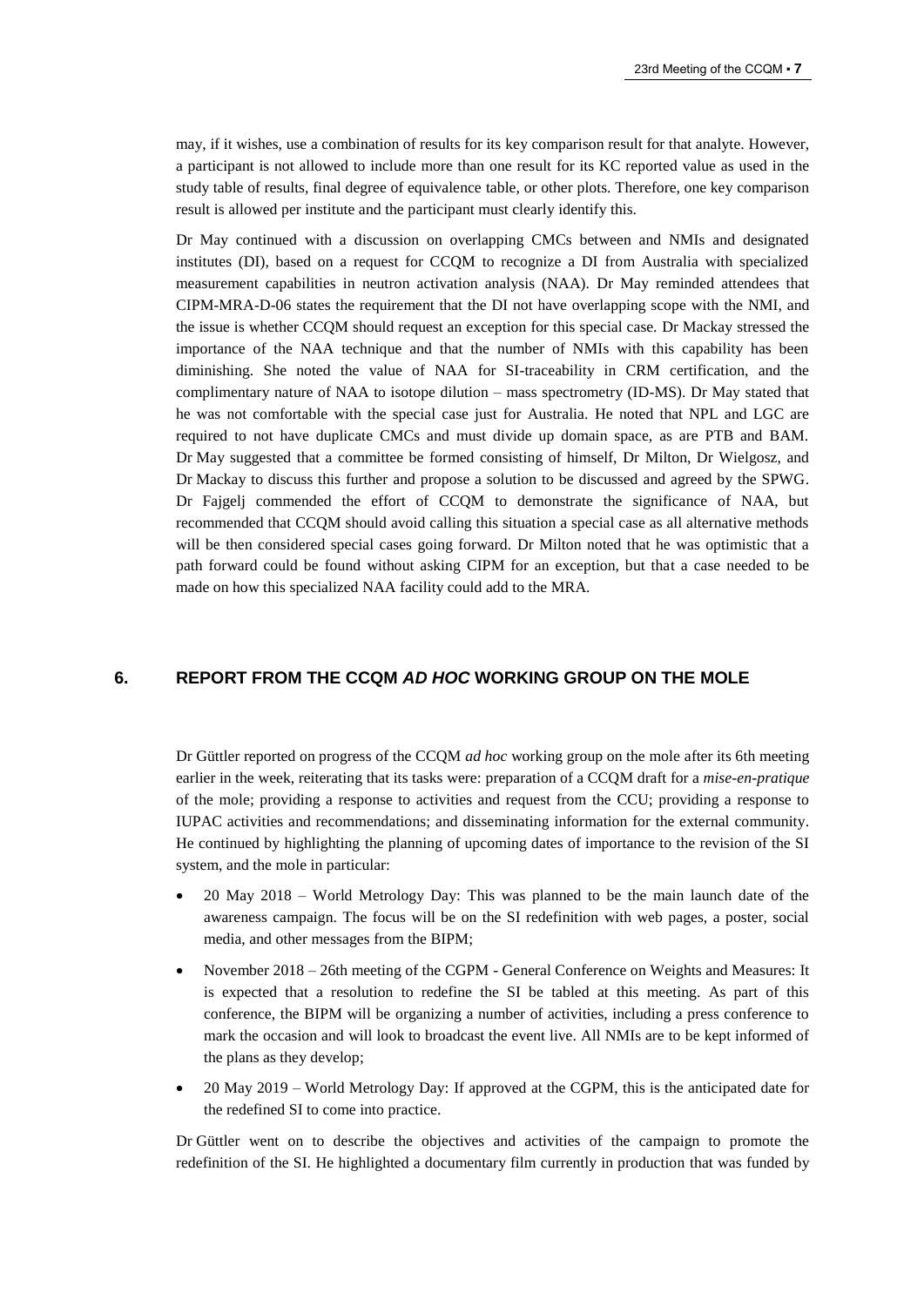may, if it wishes, use a combination of results for its key comparison result for that analyte. However, a participant is not allowed to include more than one result for its KC reported value as used in the study table of results, final degree of equivalence table, or other plots. Therefore, one key comparison result is allowed per institute and the participant must clearly identify this.

Dr May continued with a discussion on overlapping CMCs between and NMIs and designated institutes (DI), based on a request for CCQM to recognize a DI from Australia with specialized measurement capabilities in neutron activation analysis (NAA). Dr May reminded attendees that CIPM-MRA-D-06 states the requirement that the DI not have overlapping scope with the NMI, and the issue is whether CCQM should request an exception for this special case. Dr Mackay stressed the importance of the NAA technique and that the number of NMIs with this capability has been diminishing. She noted the value of NAA for SI-traceability in CRM certification, and the complimentary nature of NAA to isotope dilution – mass spectrometry (ID-MS). Dr May stated that he was not comfortable with the special case just for Australia. He noted that NPL and LGC are required to not have duplicate CMCs and must divide up domain space, as are PTB and BAM. Dr May suggested that a committee be formed consisting of himself, Dr Milton, Dr Wielgosz, and Dr Mackay to discuss this further and propose a solution to be discussed and agreed by the SPWG. Dr Fajgelj commended the effort of CCQM to demonstrate the significance of NAA, but recommended that CCQM should avoid calling this situation a special case as all alternative methods will be then considered special cases going forward. Dr Milton noted that he was optimistic that a path forward could be found without asking CIPM for an exception, but that a case needed to be made on how this specialized NAA facility could add to the MRA.

## 6. REPORT FROM THE CCQM *AD HOC* WORKING GROUP ON THE MOLE

Dr Güttler reported on progress of the CCQM *ad hoc* working group on the mole after its 6th meeting earlier in the week, reiterating that its tasks were: preparation of a CCQM draft for a *mise-en-pratique* of the mole; providing a response to activities and request from the CCU; providing a response to IUPAC activities and recommendations; and disseminating information for the external community. He continued by highlighting the planning of upcoming dates of importance to the revision of the SI system, and the mole in particular:

- 20 May 2018 – World Metrology Day: This was planned to be the main launch date of the awareness campaign. The focus will be on the SI redefinition with web pages, a poster, social media, and other messages from the BIPM;
- November 2018 – 26th meeting of the CGPM - General Conference on Weights and Measures: It is expected that a resolution to redefine the SI be tabled at this meeting. As part of this conference, the BIPM will be organizing a number of activities, including a press conference to mark the occasion and will look to broadcast the event live. All NMIs are to be kept informed of the plans as they develop;
- 20 May 2019 – World Metrology Day: If approved at the CGPM, this is the anticipated date for the redefined SI to come into practice.

Dr Güttler went on to describe the objectives and activities of the campaign to promote the redefinition of the SI. He highlighted a documentary film currently in production that was funded by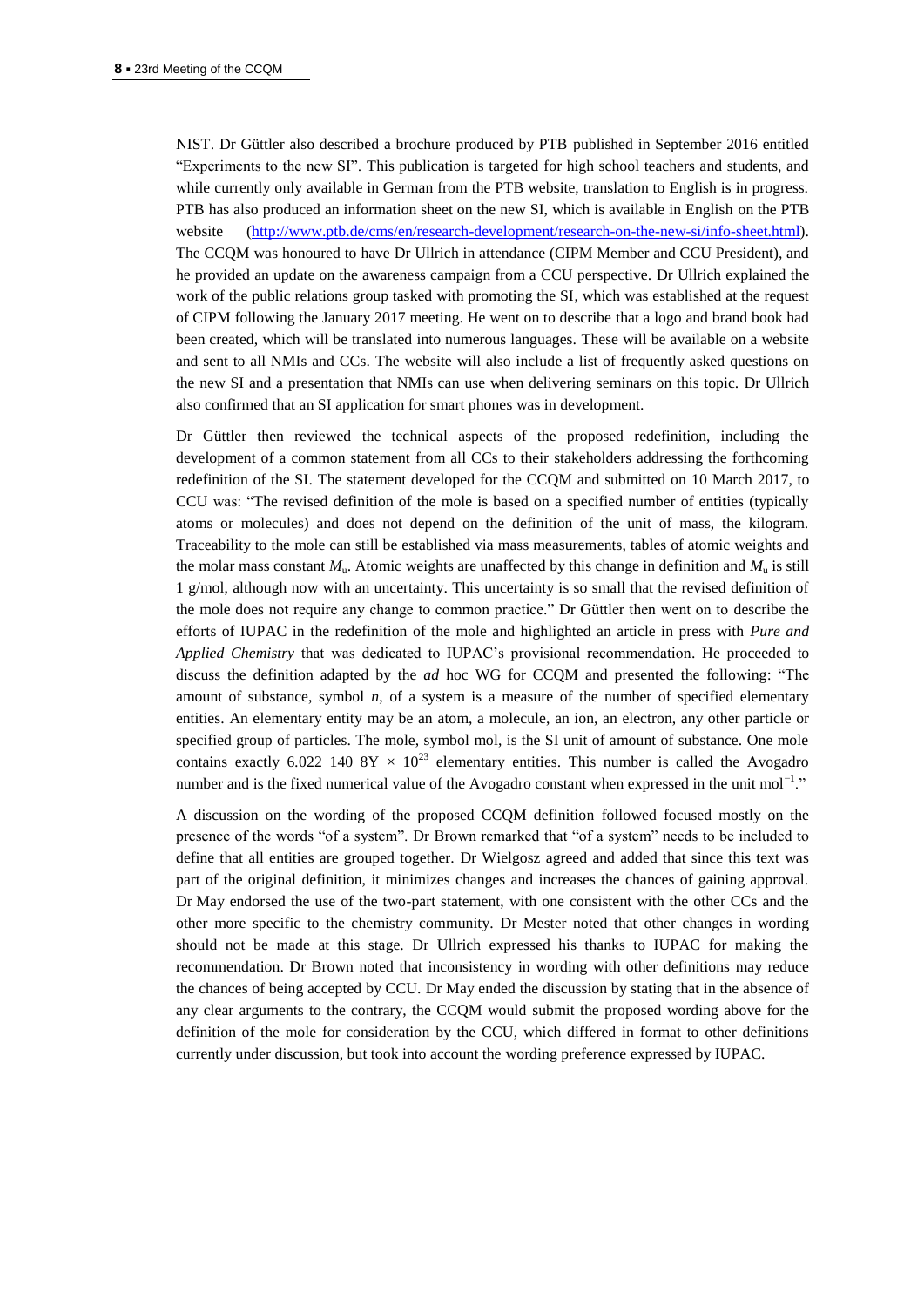NIST. Dr Güttler also described a brochure produced by PTB published in September 2016 entitled "Experiments to the new SI". This publication is targeted for high school teachers and students, and while currently only available in German from the PTB website, translation to English is in progress. PTB has also produced an information sheet on the new SI, which is available in English on the PTB website (http://www.ptb.de/cms/en/research-development/research-on-the-new-si/info-sheet.html). The CCQM was honoured to have Dr Ullrich in attendance (CIPM Member and CCU President), and he provided an update on the awareness campaign from a CCU perspective. Dr Ullrich explained the work of the public relations group tasked with promoting the SI, which was established at the request of CIPM following the January 2017 meeting. He went on to describe that a logo and brand book had been created, which will be translated into numerous languages. These will be available on a website and sent to all NMIs and CCs. The website will also include a list of frequently asked questions on the new SI and a presentation that NMIs can use when delivering seminars on this topic. Dr Ullrich also confirmed that an SI application for smart phones was in development.

Dr Güttler then reviewed the technical aspects of the proposed redefinition, including the development of a common statement from all CCs to their stakeholders addressing the forthcoming redefinition of the SI. The statement developed for the CCQM and submitted on 10 March 2017, to CCU was: "The revised definition of the mole is based on a specified number of entities (typically atoms or molecules) and does not depend on the definition of the unit of mass, the kilogram. Traceability to the mole can still be established via mass measurements, tables of atomic weights and the molar mass constant $M_u$. Atomic weights are unaffected by this change in definition and $M_u$ is still 1 g/mol, although now with an uncertainty. This uncertainty is so small that the revised definition of the mole does not require any change to common practice." Dr Güttler then went on to describe the efforts of IUPAC in the redefinition of the mole and highlighted an article in press with *Pure and Applied Chemistry* that was dedicated to IUPAC's provisional recommendation. He proceeded to discuss the definition adapted by the *ad* hoc WG for CCQM and presented the following: "The amount of substance, symbol $n$, of a system is a measure of the number of specified elementary entities. An elementary entity may be an atom, a molecule, an ion, an electron, any other particle or specified group of particles. The mole, symbol mol, is the SI unit of amount of substance. One mole contains exactly 6.022 140 8Y $\times$ $10^{23}$ elementary entities. This number is called the Avogadro number and is the fixed numerical value of the Avogadro constant when expressed in the unit $\text{mol}^{-1}$."

A discussion on the wording of the proposed CCQM definition followed focused mostly on the presence of the words "of a system". Dr Brown remarked that "of a system" needs to be included to define that all entities are grouped together. Dr Wielgosz agreed and added that since this text was part of the original definition, it minimizes changes and increases the chances of gaining approval. Dr May endorsed the use of the two-part statement, with one consistent with the other CCs and the other more specific to the chemistry community. Dr Mester noted that other changes in wording should not be made at this stage. Dr Ullrich expressed his thanks to IUPAC for making the recommendation. Dr Brown noted that inconsistency in wording with other definitions may reduce the chances of being accepted by CCU. Dr May ended the discussion by stating that in the absence of any clear arguments to the contrary, the CCQM would submit the proposed wording above for the definition of the mole for consideration by the CCU, which differed in format to other definitions currently under discussion, but took into account the wording preference expressed by IUPAC.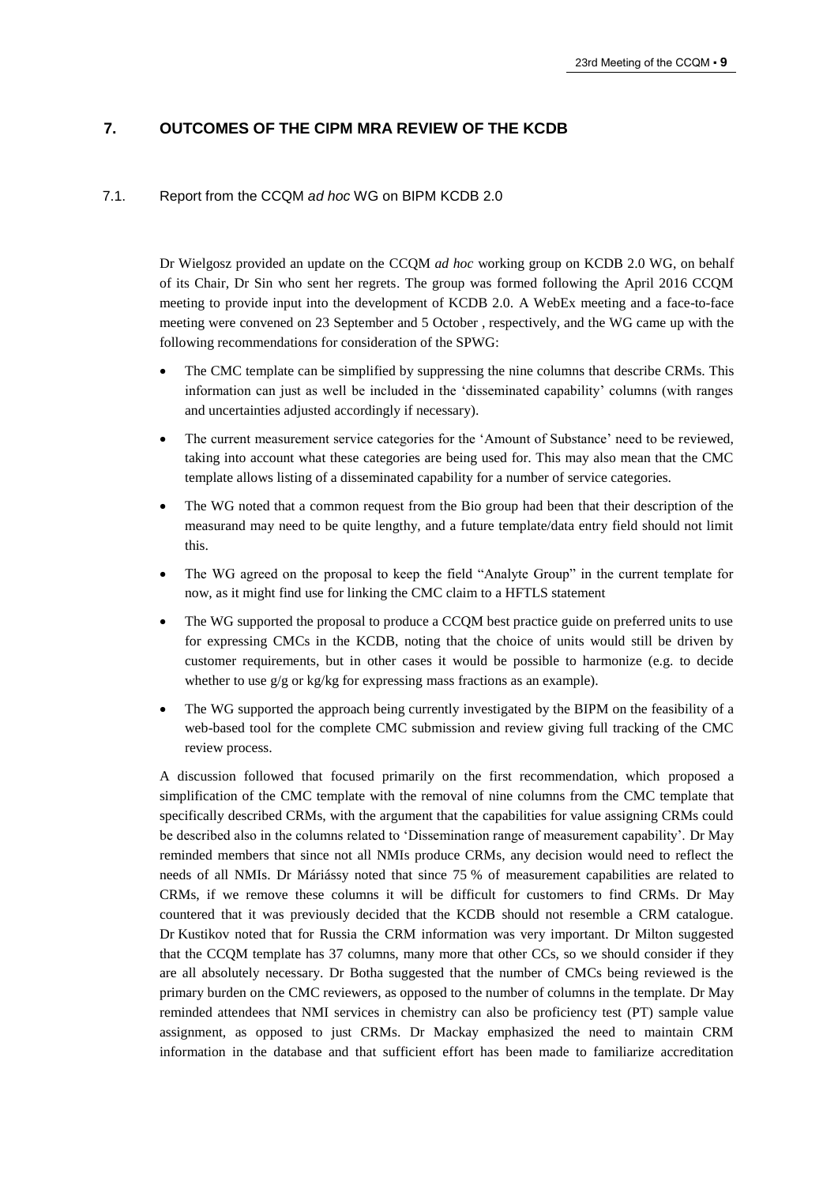## 7. OUTCOMES OF THE CIPM MRA REVIEW OF THE KCDB

### 7.1. Report from the CCQM *ad hoc* WG on BIPM KCDB 2.0

Dr Wielgosz provided an update on the CCQM *ad hoc* working group on KCDB 2.0 WG, on behalf of its Chair, Dr Sin who sent her regrets. The group was formed following the April 2016 CCQM meeting to provide input into the development of KCDB 2.0. A WebEx meeting and a face-to-face meeting were convened on 23 September and 5 October , respectively, and the WG came up with the following recommendations for consideration of the SPWG:

- The CMC template can be simplified by suppressing the nine columns that describe CRMs. This information can just as well be included in the 'disseminated capability' columns (with ranges and uncertainties adjusted accordingly if necessary).
- The current measurement service categories for the 'Amount of Substance' need to be reviewed, taking into account what these categories are being used for. This may also mean that the CMC template allows listing of a disseminated capability for a number of service categories.
- The WG noted that a common request from the Bio group had been that their description of the measurand may need to be quite lengthy, and a future template/data entry field should not limit this.
- The WG agreed on the proposal to keep the field "Analyte Group" in the current template for now, as it might find use for linking the CMC claim to a HFTLS statement
- The WG supported the proposal to produce a CCQM best practice guide on preferred units to use for expressing CMCs in the KCDB, noting that the choice of units would still be driven by customer requirements, but in other cases it would be possible to harmonize (e.g. to decide whether to use g/g or kg/kg for expressing mass fractions as an example).
- The WG supported the approach being currently investigated by the BIPM on the feasibility of a web-based tool for the complete CMC submission and review giving full tracking of the CMC review process.

A discussion followed that focused primarily on the first recommendation, which proposed a simplification of the CMC template with the removal of nine columns from the CMC template that specifically described CRMs, with the argument that the capabilities for value assigning CRMs could be described also in the columns related to 'Dissemination range of measurement capability'. Dr May reminded members that since not all NMIs produce CRMs, any decision would need to reflect the needs of all NMIs. Dr Máriássy noted that since 75 % of measurement capabilities are related to CRMs, if we remove these columns it will be difficult for customers to find CRMs. Dr May countered that it was previously decided that the KCDB should not resemble a CRM catalogue. Dr Kustikov noted that for Russia the CRM information was very important. Dr Milton suggested that the CCQM template has 37 columns, many more that other CCs, so we should consider if they are all absolutely necessary. Dr Botha suggested that the number of CMCs being reviewed is the primary burden on the CMC reviewers, as opposed to the number of columns in the template. Dr May reminded attendees that NMI services in chemistry can also be proficiency test (PT) sample value assignment, as opposed to just CRMs. Dr Mackay emphasized the need to maintain CRM information in the database and that sufficient effort has been made to familiarize accreditation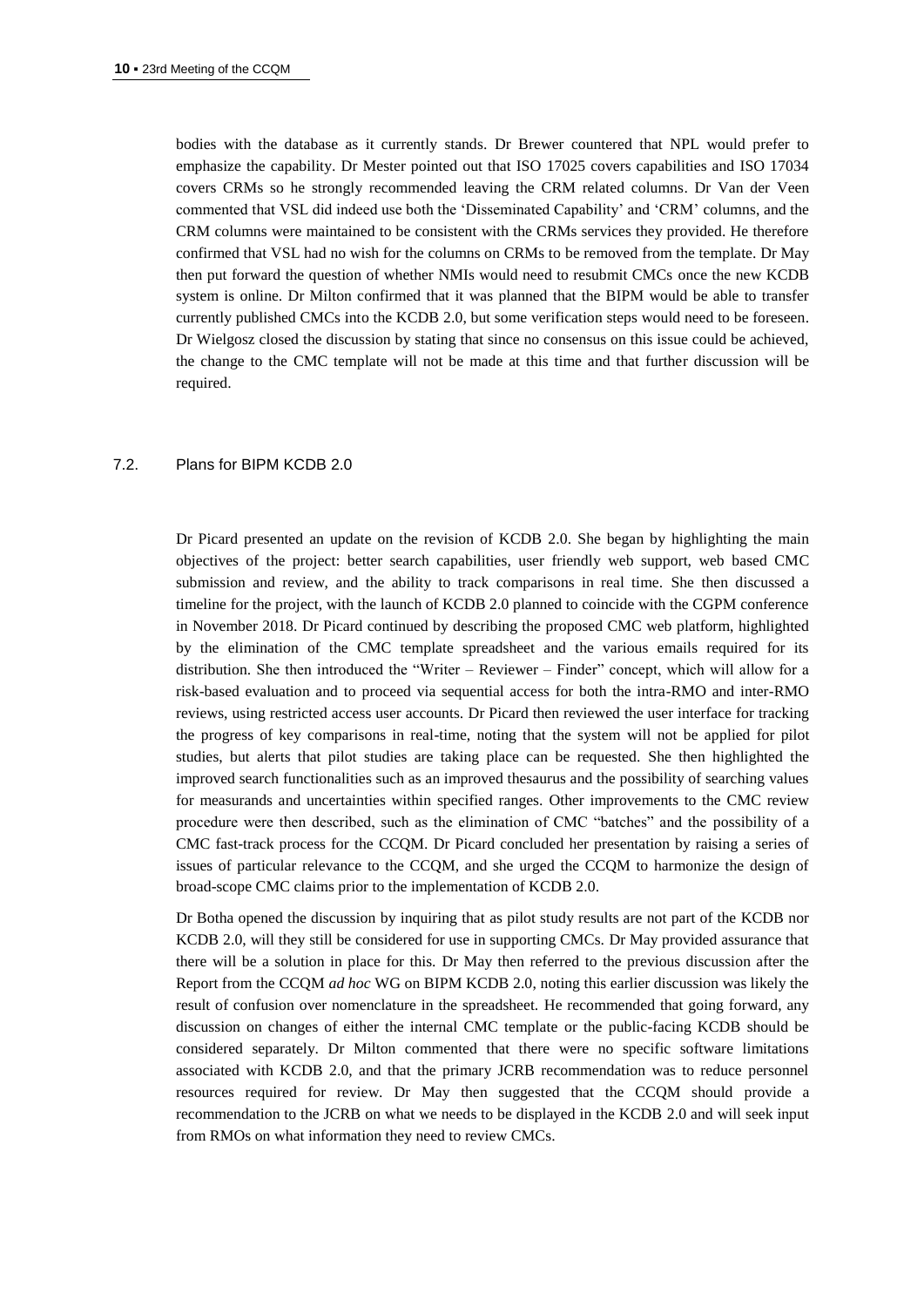bodies with the database as it currently stands. Dr Brewer countered that NPL would prefer to emphasize the capability. Dr Mester pointed out that ISO 17025 covers capabilities and ISO 17034 covers CRMs so he strongly recommended leaving the CRM related columns. Dr Van der Veen commented that VSL did indeed use both the 'Disseminated Capability' and 'CRM' columns, and the CRM columns were maintained to be consistent with the CRMs services they provided. He therefore confirmed that VSL had no wish for the columns on CRMs to be removed from the template. Dr May then put forward the question of whether NMIs would need to resubmit CMCs once the new KCDB system is online. Dr Milton confirmed that it was planned that the BIPM would be able to transfer currently published CMCs into the KCDB 2.0, but some verification steps would need to be foreseen. Dr Wielgosz closed the discussion by stating that since no consensus on this issue could be achieved, the change to the CMC template will not be made at this time and that further discussion will be required.

### 7.2. Plans for BIPM KCDB 2.0

Dr Picard presented an update on the revision of KCDB 2.0. She began by highlighting the main objectives of the project: better search capabilities, user friendly web support, web based CMC submission and review, and the ability to track comparisons in real time. She then discussed a timeline for the project, with the launch of KCDB 2.0 planned to coincide with the CGPM conference in November 2018. Dr Picard continued by describing the proposed CMC web platform, highlighted by the elimination of the CMC template spreadsheet and the various emails required for its distribution. She then introduced the "Writer – Reviewer – Finder" concept, which will allow for a risk-based evaluation and to proceed via sequential access for both the intra-RMO and inter-RMO reviews, using restricted access user accounts. Dr Picard then reviewed the user interface for tracking the progress of key comparisons in real-time, noting that the system will not be applied for pilot studies, but alerts that pilot studies are taking place can be requested. She then highlighted the improved search functionalities such as an improved thesaurus and the possibility of searching values for measurands and uncertainties within specified ranges. Other improvements to the CMC review procedure were then described, such as the elimination of CMC "batches" and the possibility of a CMC fast-track process for the CCQM. Dr Picard concluded her presentation by raising a series of issues of particular relevance to the CCQM, and she urged the CCQM to harmonize the design of broad-scope CMC claims prior to the implementation of KCDB 2.0.

Dr Botha opened the discussion by inquiring that as pilot study results are not part of the KCDB nor KCDB 2.0, will they still be considered for use in supporting CMCs. Dr May provided assurance that there will be a solution in place for this. Dr May then referred to the previous discussion after the Report from the CCQM *ad hoc* WG on BIPM KCDB 2.0, noting this earlier discussion was likely the result of confusion over nomenclature in the spreadsheet. He recommended that going forward, any discussion on changes of either the internal CMC template or the public-facing KCDB should be considered separately. Dr Milton commented that there were no specific software limitations associated with KCDB 2.0, and that the primary JCRB recommendation was to reduce personnel resources required for review. Dr May then suggested that the CCQM should provide a recommendation to the JCRB on what we needs to be displayed in the KCDB 2.0 and will seek input from RMOs on what information they need to review CMCs.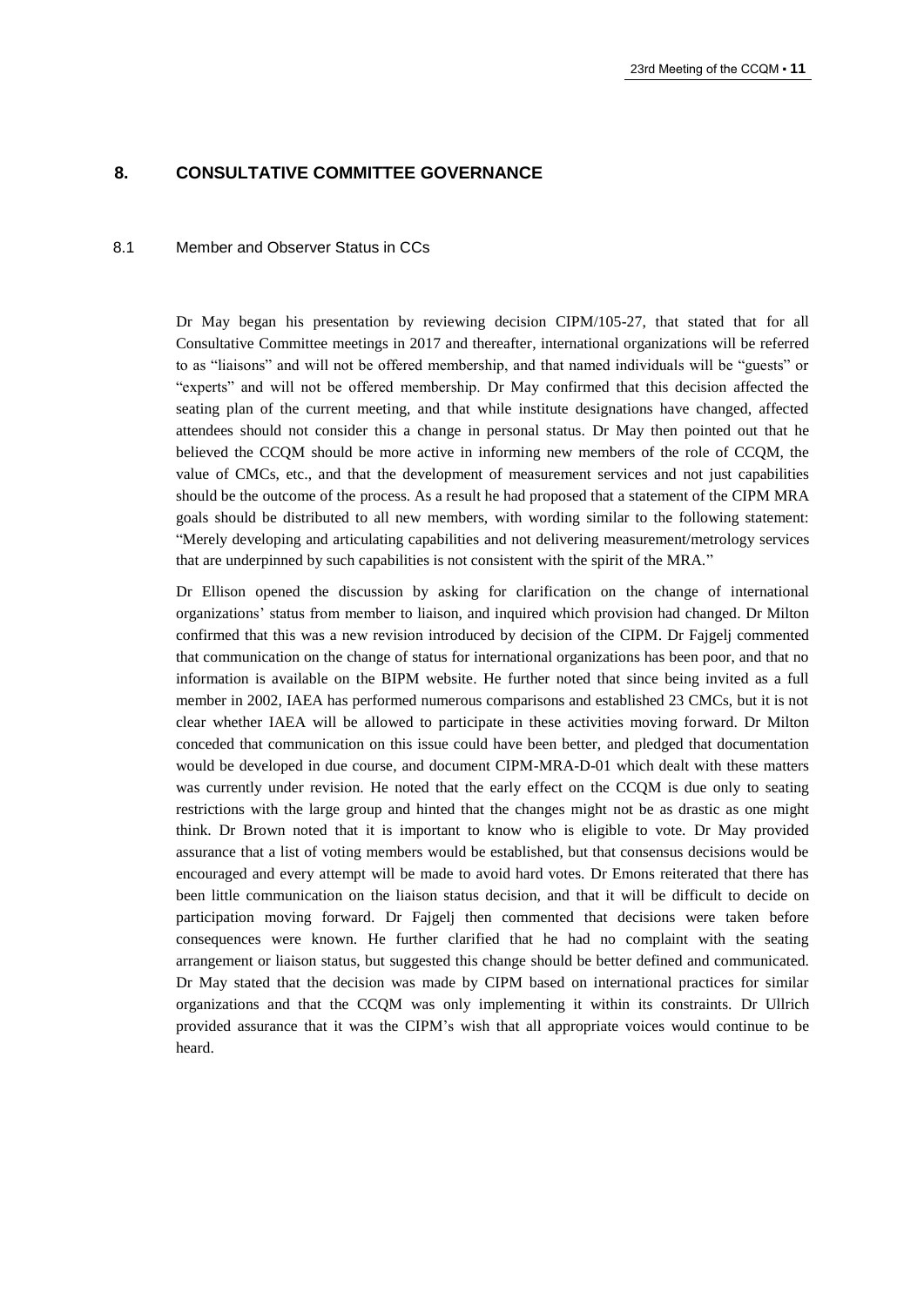# 8. CONSULTATIVE COMMITTEE GOVERNANCE

## 8.1 Member and Observer Status in CCs

Dr May began his presentation by reviewing decision CIPM/105-27, that stated that for all Consultative Committee meetings in 2017 and thereafter, international organizations will be referred to as "liaisons" and will not be offered membership, and that named individuals will be "guests" or "experts" and will not be offered membership. Dr May confirmed that this decision affected the seating plan of the current meeting, and that while institute designations have changed, affected attendees should not consider this a change in personal status. Dr May then pointed out that he believed the CCQM should be more active in informing new members of the role of CCQM, the value of CMCs, etc., and that the development of measurement services and not just capabilities should be the outcome of the process. As a result he had proposed that a statement of the CIPM MRA goals should be distributed to all new members, with wording similar to the following statement: "Merely developing and articulating capabilities and not delivering measurement/metrology services that are underpinned by such capabilities is not consistent with the spirit of the MRA."

Dr Ellison opened the discussion by asking for clarification on the change of international organizations' status from member to liaison, and inquired which provision had changed. Dr Milton confirmed that this was a new revision introduced by decision of the CIPM. Dr Fajgelj commented that communication on the change of status for international organizations has been poor, and that no information is available on the BIPM website. He further noted that since being invited as a full member in 2002, IAEA has performed numerous comparisons and established 23 CMCs, but it is not clear whether IAEA will be allowed to participate in these activities moving forward. Dr Milton conceded that communication on this issue could have been better, and pledged that documentation would be developed in due course, and document CIPM-MRA-D-01 which dealt with these matters was currently under revision. He noted that the early effect on the CCQM is due only to seating restrictions with the large group and hinted that the changes might not be as drastic as one might think. Dr Brown noted that it is important to know who is eligible to vote. Dr May provided assurance that a list of voting members would be established, but that consensus decisions would be encouraged and every attempt will be made to avoid hard votes. Dr Emons reiterated that there has been little communication on the liaison status decision, and that it will be difficult to decide on participation moving forward. Dr Fajgelj then commented that decisions were taken before consequences were known. He further clarified that he had no complaint with the seating arrangement or liaison status, but suggested this change should be better defined and communicated. Dr May stated that the decision was made by CIPM based on international practices for similar organizations and that the CCQM was only implementing it within its constraints. Dr Ullrich provided assurance that it was the CIPM's wish that all appropriate voices would continue to be heard.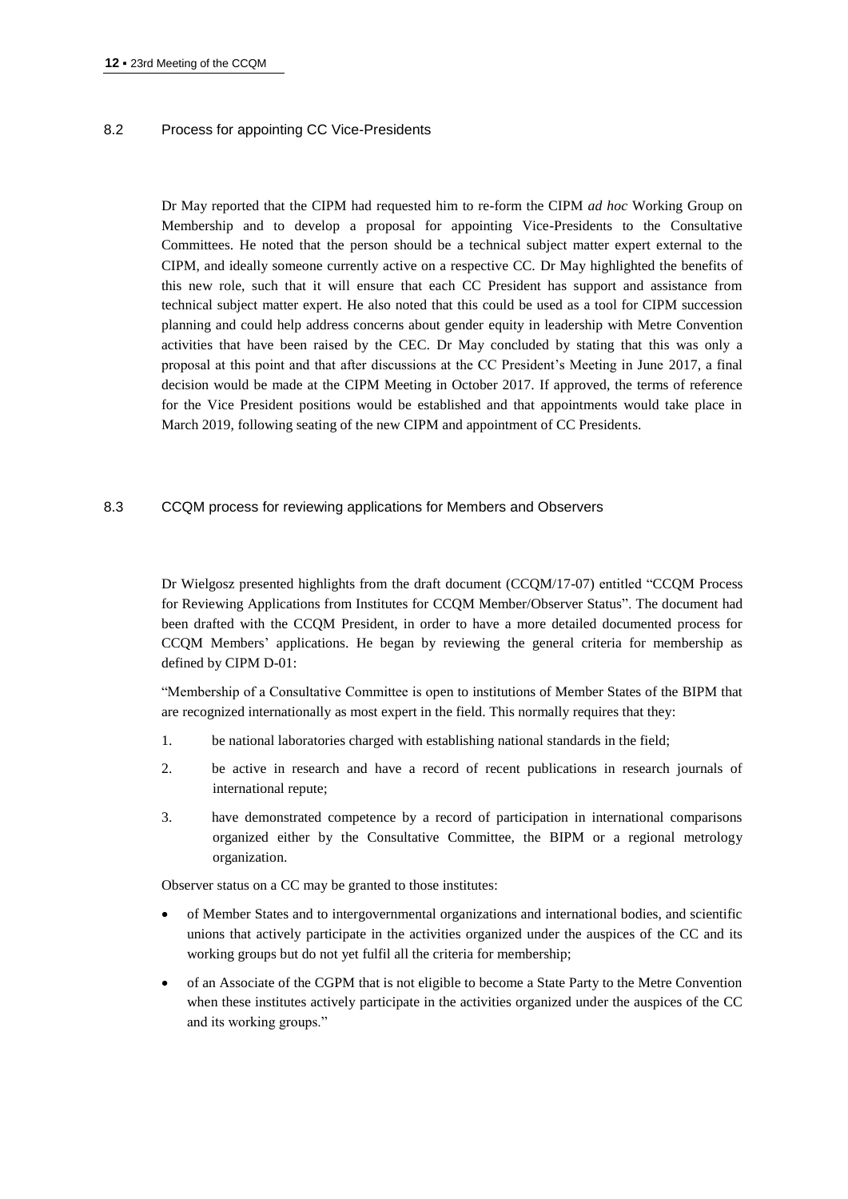## 8.2 Process for appointing CC Vice-Presidents

Dr May reported that the CIPM had requested him to re-form the CIPM *ad hoc* Working Group on Membership and to develop a proposal for appointing Vice-Presidents to the Consultative Committees. He noted that the person should be a technical subject matter expert external to the CIPM, and ideally someone currently active on a respective CC. Dr May highlighted the benefits of this new role, such that it will ensure that each CC President has support and assistance from technical subject matter expert. He also noted that this could be used as a tool for CIPM succession planning and could help address concerns about gender equity in leadership with Metre Convention activities that have been raised by the CEC. Dr May concluded by stating that this was only a proposal at this point and that after discussions at the CC President's Meeting in June 2017, a final decision would be made at the CIPM Meeting in October 2017. If approved, the terms of reference for the Vice President positions would be established and that appointments would take place in March 2019, following seating of the new CIPM and appointment of CC Presidents.

## 8.3 CCQM process for reviewing applications for Members and Observers

Dr Wielgosz presented highlights from the draft document (CCQM/17-07) entitled "CCQM Process for Reviewing Applications from Institutes for CCQM Member/Observer Status". The document had been drafted with the CCQM President, in order to have a more detailed documented process for CCQM Members' applications. He began by reviewing the general criteria for membership as defined by CIPM D-01:

"Membership of a Consultative Committee is open to institutions of Member States of the BIPM that are recognized internationally as most expert in the field. This normally requires that they:

1. be national laboratories charged with establishing national standards in the field;
2. be active in research and have a record of recent publications in research journals of international repute;
3. have demonstrated competence by a record of participation in international comparisons organized either by the Consultative Committee, the BIPM or a regional metrology organization.

Observer status on a CC may be granted to those institutes:

- of Member States and to intergovernmental organizations and international bodies, and scientific unions that actively participate in the activities organized under the auspices of the CC and its working groups but do not yet fulfil all the criteria for membership;
- of an Associate of the CGPM that is not eligible to become a State Party to the Metre Convention when these institutes actively participate in the activities organized under the auspices of the CC and its working groups."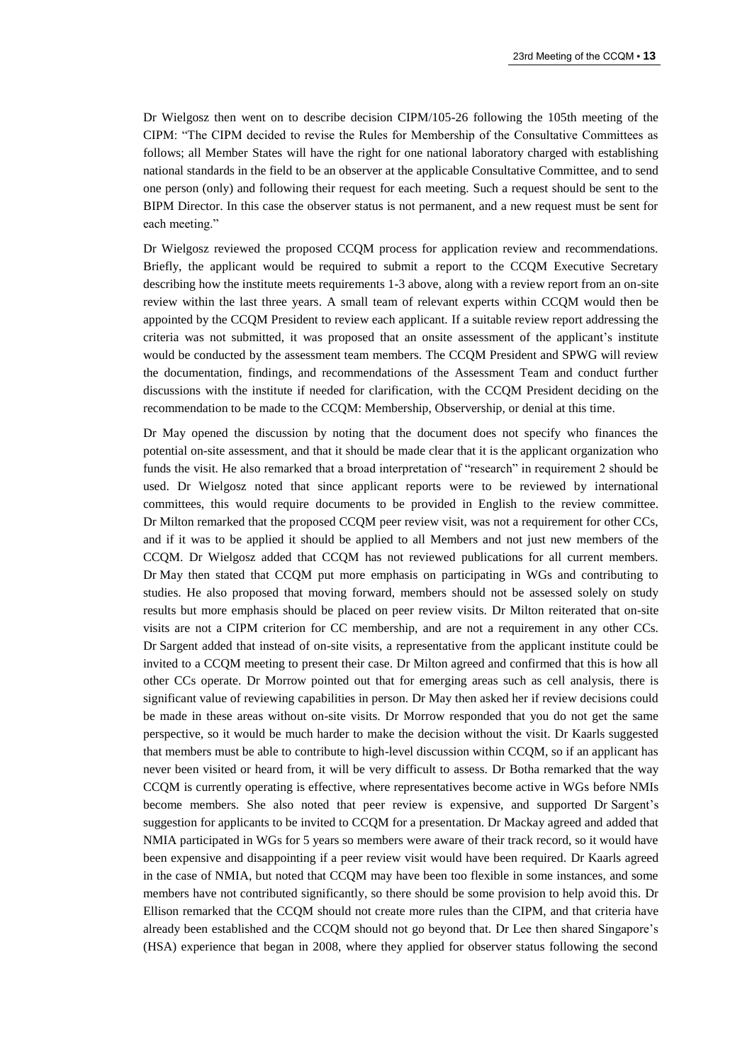Dr Wielgosz then went on to describe decision CIPM/105-26 following the 105th meeting of the CIPM: "The CIPM decided to revise the Rules for Membership of the Consultative Committees as follows; all Member States will have the right for one national laboratory charged with establishing national standards in the field to be an observer at the applicable Consultative Committee, and to send one person (only) and following their request for each meeting. Such a request should be sent to the BIPM Director. In this case the observer status is not permanent, and a new request must be sent for each meeting."

Dr Wielgosz reviewed the proposed CCQM process for application review and recommendations. Briefly, the applicant would be required to submit a report to the CCQM Executive Secretary describing how the institute meets requirements 1-3 above, along with a review report from an on-site review within the last three years. A small team of relevant experts within CCQM would then be appointed by the CCQM President to review each applicant. If a suitable review report addressing the criteria was not submitted, it was proposed that an onsite assessment of the applicant's institute would be conducted by the assessment team members. The CCQM President and SPWG will review the documentation, findings, and recommendations of the Assessment Team and conduct further discussions with the institute if needed for clarification, with the CCQM President deciding on the recommendation to be made to the CCQM: Membership, Observership, or denial at this time.

Dr May opened the discussion by noting that the document does not specify who finances the potential on-site assessment, and that it should be made clear that it is the applicant organization who funds the visit. He also remarked that a broad interpretation of "research" in requirement 2 should be used. Dr Wielgosz noted that since applicant reports were to be reviewed by international committees, this would require documents to be provided in English to the review committee. Dr Milton remarked that the proposed CCQM peer review visit, was not a requirement for other CCs, and if it was to be applied it should be applied to all Members and not just new members of the CCQM. Dr Wielgosz added that CCQM has not reviewed publications for all current members. Dr May then stated that CCQM put more emphasis on participating in WGs and contributing to studies. He also proposed that moving forward, members should not be assessed solely on study results but more emphasis should be placed on peer review visits. Dr Milton reiterated that on-site visits are not a CIPM criterion for CC membership, and are not a requirement in any other CCs. Dr Sargent added that instead of on-site visits, a representative from the applicant institute could be invited to a CCQM meeting to present their case. Dr Milton agreed and confirmed that this is how all other CCs operate. Dr Morrow pointed out that for emerging areas such as cell analysis, there is significant value of reviewing capabilities in person. Dr May then asked her if review decisions could be made in these areas without on-site visits. Dr Morrow responded that you do not get the same perspective, so it would be much harder to make the decision without the visit. Dr Kaarls suggested that members must be able to contribute to high-level discussion within CCQM, so if an applicant has never been visited or heard from, it will be very difficult to assess. Dr Botha remarked that the way CCQM is currently operating is effective, where representatives become active in WGs before NMIs become members. She also noted that peer review is expensive, and supported Dr Sargent's suggestion for applicants to be invited to CCQM for a presentation. Dr Mackay agreed and added that NMIA participated in WGs for 5 years so members were aware of their track record, so it would have been expensive and disappointing if a peer review visit would have been required. Dr Kaarls agreed in the case of NMIA, but noted that CCQM may have been too flexible in some instances, and some members have not contributed significantly, so there should be some provision to help avoid this. Dr Ellison remarked that the CCQM should not create more rules than the CIPM, and that criteria have already been established and the CCQM should not go beyond that. Dr Lee then shared Singapore's (HSA) experience that began in 2008, where they applied for observer status following the second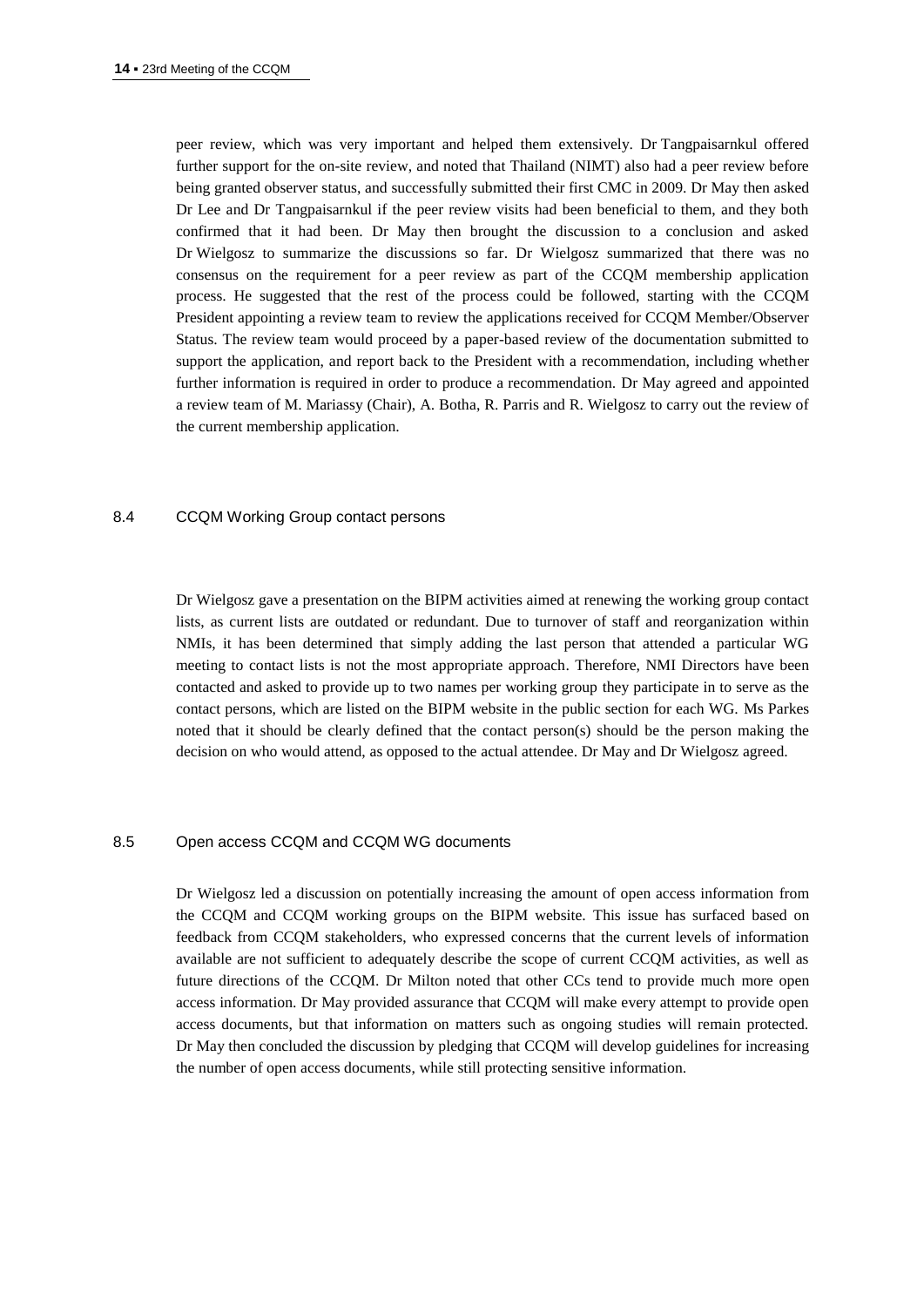peer review, which was very important and helped them extensively. Dr Tangpaisarnkul offered further support for the on-site review, and noted that Thailand (NIMT) also had a peer review before being granted observer status, and successfully submitted their first CMC in 2009. Dr May then asked Dr Lee and Dr Tangpaisarnkul if the peer review visits had been beneficial to them, and they both confirmed that it had been. Dr May then brought the discussion to a conclusion and asked Dr Wielgosz to summarize the discussions so far. Dr Wielgosz summarized that there was no consensus on the requirement for a peer review as part of the CCQM membership application process. He suggested that the rest of the process could be followed, starting with the CCQM President appointing a review team to review the applications received for CCQM Member/Observer Status. The review team would proceed by a paper-based review of the documentation submitted to support the application, and report back to the President with a recommendation, including whether further information is required in order to produce a recommendation. Dr May agreed and appointed a review team of M. Mariassy (Chair), A. Botha, R. Parris and R. Wielgosz to carry out the review of the current membership application.

### 8.4 CCQM Working Group contact persons

Dr Wielgosz gave a presentation on the BIPM activities aimed at renewing the working group contact lists, as current lists are outdated or redundant. Due to turnover of staff and reorganization within NMIs, it has been determined that simply adding the last person that attended a particular WG meeting to contact lists is not the most appropriate approach. Therefore, NMI Directors have been contacted and asked to provide up to two names per working group they participate in to serve as the contact persons, which are listed on the BIPM website in the public section for each WG. Ms Parkes noted that it should be clearly defined that the contact person(s) should be the person making the decision on who would attend, as opposed to the actual attendee. Dr May and Dr Wielgosz agreed.

### 8.5 Open access CCQM and CCQM WG documents

Dr Wielgosz led a discussion on potentially increasing the amount of open access information from the CCQM and CCQM working groups on the BIPM website. This issue has surfaced based on feedback from CCQM stakeholders, who expressed concerns that the current levels of information available are not sufficient to adequately describe the scope of current CCQM activities, as well as future directions of the CCQM. Dr Milton noted that other CCs tend to provide much more open access information. Dr May provided assurance that CCQM will make every attempt to provide open access documents, but that information on matters such as ongoing studies will remain protected. Dr May then concluded the discussion by pledging that CCQM will develop guidelines for increasing the number of open access documents, while still protecting sensitive information.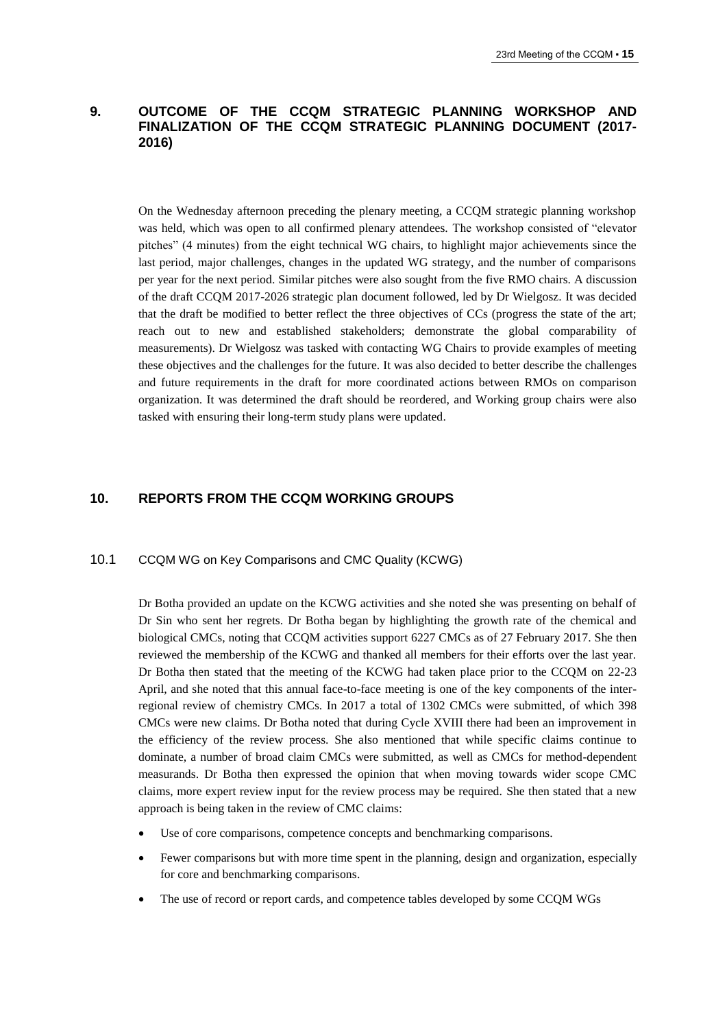## 9. OUTCOME OF THE CCQM STRATEGIC PLANNING WORKSHOP AND FINALIZATION OF THE CCQM STRATEGIC PLANNING DOCUMENT (2017-2016)

On the Wednesday afternoon preceding the plenary meeting, a CCQM strategic planning workshop was held, which was open to all confirmed plenary attendees. The workshop consisted of "elevator pitches" (4 minutes) from the eight technical WG chairs, to highlight major achievements since the last period, major challenges, changes in the updated WG strategy, and the number of comparisons per year for the next period. Similar pitches were also sought from the five RMO chairs. A discussion of the draft CCQM 2017-2026 strategic plan document followed, led by Dr Wielgosz. It was decided that the draft be modified to better reflect the three objectives of CCs (progress the state of the art; reach out to new and established stakeholders; demonstrate the global comparability of measurements). Dr Wielgosz was tasked with contacting WG Chairs to provide examples of meeting these objectives and the challenges for the future. It was also decided to better describe the challenges and future requirements in the draft for more coordinated actions between RMOs on comparison organization. It was determined the draft should be reordered, and Working group chairs were also tasked with ensuring their long-term study plans were updated.

## 10. REPORTS FROM THE CCQM WORKING GROUPS

### 10.1 CCQM WG on Key Comparisons and CMC Quality (KCWG)

Dr Botha provided an update on the KCWG activities and she noted she was presenting on behalf of Dr Sin who sent her regrets. Dr Botha began by highlighting the growth rate of the chemical and biological CMCs, noting that CCQM activities support 6227 CMCs as of 27 February 2017. She then reviewed the membership of the KCWG and thanked all members for their efforts over the last year. Dr Botha then stated that the meeting of the KCWG had taken place prior to the CCQM on 22-23 April, and she noted that this annual face-to-face meeting is one of the key components of the inter-regional review of chemistry CMCs. In 2017 a total of 1302 CMCs were submitted, of which 398 CMCs were new claims. Dr Botha noted that during Cycle XVIII there had been an improvement in the efficiency of the review process. She also mentioned that while specific claims continue to dominate, a number of broad claim CMCs were submitted, as well as CMCs for method-dependent measurands. Dr Botha then expressed the opinion that when moving towards wider scope CMC claims, more expert review input for the review process may be required. She then stated that a new approach is being taken in the review of CMC claims:

- Use of core comparisons, competence concepts and benchmarking comparisons.
- Fewer comparisons but with more time spent in the planning, design and organization, especially for core and benchmarking comparisons.
- The use of record or report cards, and competence tables developed by some CCQM WGs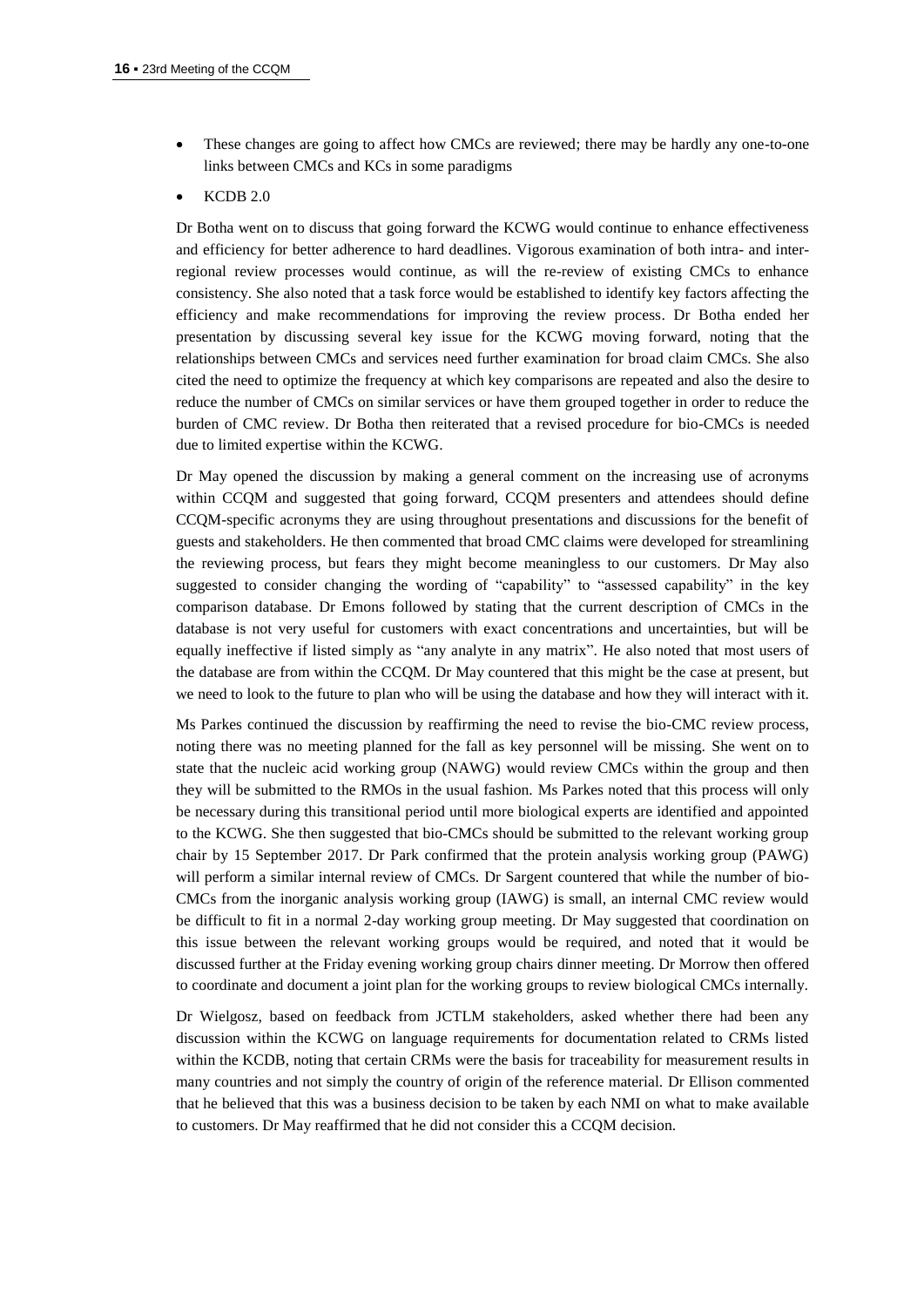- These changes are going to affect how CMCs are reviewed; there may be hardly any one-to-one links between CMCs and KCs in some paradigms
- KCDB 2.0

Dr Botha went on to discuss that going forward the KCWG would continue to enhance effectiveness and efficiency for better adherence to hard deadlines. Vigorous examination of both intra- and inter-regional review processes would continue, as will the re-review of existing CMCs to enhance consistency. She also noted that a task force would be established to identify key factors affecting the efficiency and make recommendations for improving the review process. Dr Botha ended her presentation by discussing several key issue for the KCWG moving forward, noting that the relationships between CMCs and services need further examination for broad claim CMCs. She also cited the need to optimize the frequency at which key comparisons are repeated and also the desire to reduce the number of CMCs on similar services or have them grouped together in order to reduce the burden of CMC review. Dr Botha then reiterated that a revised procedure for bio-CMCs is needed due to limited expertise within the KCWG.

Dr May opened the discussion by making a general comment on the increasing use of acronyms within CCQM and suggested that going forward, CCQM presenters and attendees should define CCQM-specific acronyms they are using throughout presentations and discussions for the benefit of guests and stakeholders. He then commented that broad CMC claims were developed for streamlining the reviewing process, but fears they might become meaningless to our customers. Dr May also suggested to consider changing the wording of "capability" to "assessed capability" in the key comparison database. Dr Emons followed by stating that the current description of CMCs in the database is not very useful for customers with exact concentrations and uncertainties, but will be equally ineffective if listed simply as "any analyte in any matrix". He also noted that most users of the database are from within the CCQM. Dr May countered that this might be the case at present, but we need to look to the future to plan who will be using the database and how they will interact with it.

Ms Parkes continued the discussion by reaffirming the need to revise the bio-CMC review process, noting there was no meeting planned for the fall as key personnel will be missing. She went on to state that the nucleic acid working group (NAWG) would review CMCs within the group and then they will be submitted to the RMOs in the usual fashion. Ms Parkes noted that this process will only be necessary during this transitional period until more biological experts are identified and appointed to the KCWG. She then suggested that bio-CMCs should be submitted to the relevant working group chair by 15 September 2017. Dr Park confirmed that the protein analysis working group (PAWG) will perform a similar internal review of CMCs. Dr Sargent countered that while the number of bio-CMCs from the inorganic analysis working group (IAWG) is small, an internal CMC review would be difficult to fit in a normal 2-day working group meeting. Dr May suggested that coordination on this issue between the relevant working groups would be required, and noted that it would be discussed further at the Friday evening working group chairs dinner meeting. Dr Morrow then offered to coordinate and document a joint plan for the working groups to review biological CMCs internally.

Dr Wielgosz, based on feedback from JCTLM stakeholders, asked whether there had been any discussion within the KCWG on language requirements for documentation related to CRMs listed within the KCDB, noting that certain CRMs were the basis for traceability for measurement results in many countries and not simply the country of origin of the reference material. Dr Ellison commented that he believed that this was a business decision to be taken by each NMI on what to make available to customers. Dr May reaffirmed that he did not consider this a CCQM decision.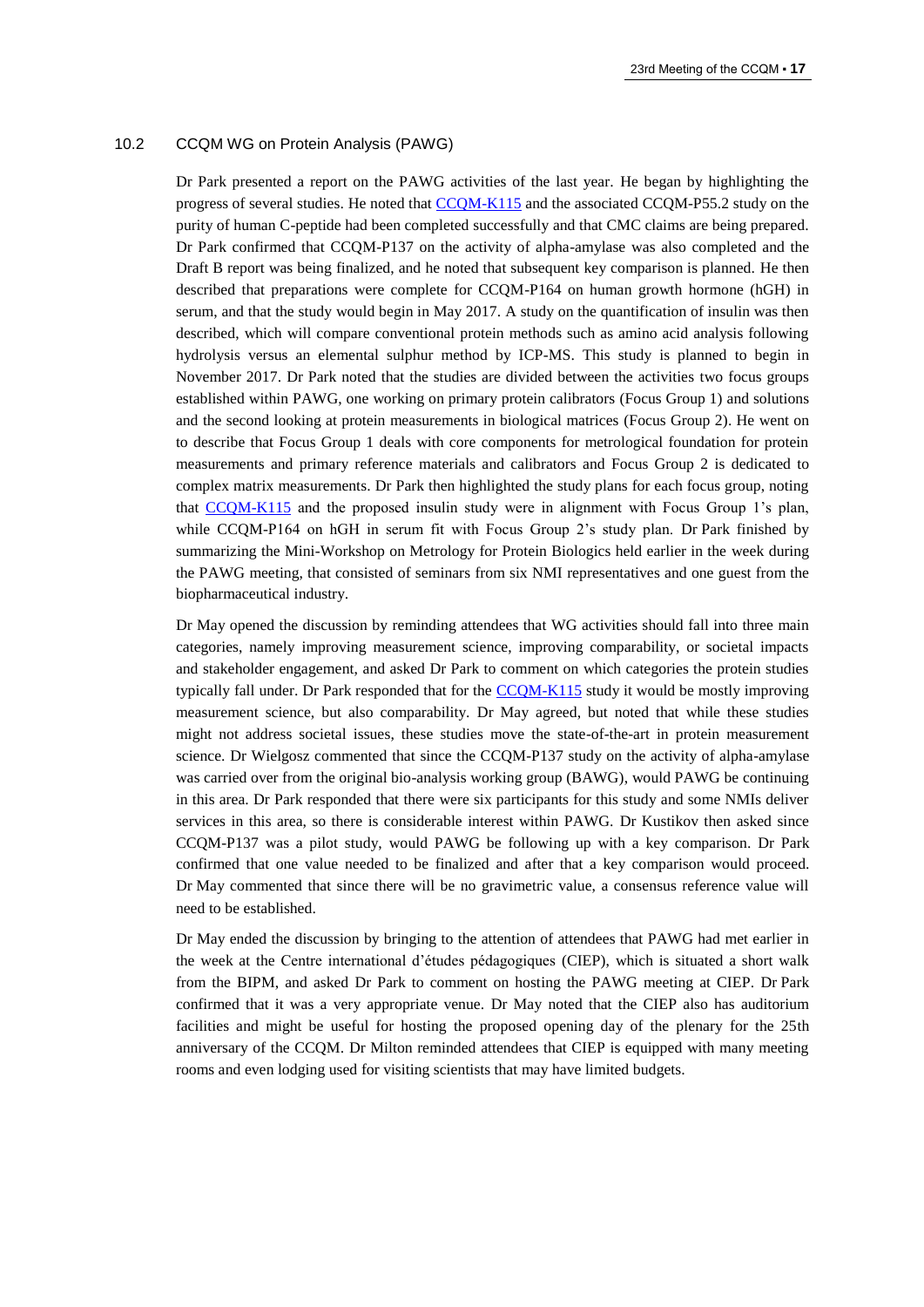### 10.2 CCQM WG on Protein Analysis (PAWG)

Dr Park presented a report on the PAWG activities of the last year. He began by highlighting the progress of several studies. He noted that CCQM-K115 and the associated CCQM-P55.2 study on the purity of human C-peptide had been completed successfully and that CMC claims are being prepared. Dr Park confirmed that CCQM-P137 on the activity of alpha-amylase was also completed and the Draft B report was being finalized, and he noted that subsequent key comparison is planned. He then described that preparations were complete for CCQM-P164 on human growth hormone (hGH) in serum, and that the study would begin in May 2017. A study on the quantification of insulin was then described, which will compare conventional protein methods such as amino acid analysis following hydrolysis versus an elemental sulphur method by ICP-MS. This study is planned to begin in November 2017. Dr Park noted that the studies are divided between the activities two focus groups established within PAWG, one working on primary protein calibrators (Focus Group 1) and solutions and the second looking at protein measurements in biological matrices (Focus Group 2). He went on to describe that Focus Group 1 deals with core components for metrological foundation for protein measurements and primary reference materials and calibrators and Focus Group 2 is dedicated to complex matrix measurements. Dr Park then highlighted the study plans for each focus group, noting that CCQM-K115 and the proposed insulin study were in alignment with Focus Group 1's plan, while CCQM-P164 on hGH in serum fit with Focus Group 2's study plan. Dr Park finished by summarizing the Mini-Workshop on Metrology for Protein Biologics held earlier in the week during the PAWG meeting, that consisted of seminars from six NMI representatives and one guest from the biopharmaceutical industry.

Dr May opened the discussion by reminding attendees that WG activities should fall into three main categories, namely improving measurement science, improving comparability, or societal impacts and stakeholder engagement, and asked Dr Park to comment on which categories the protein studies typically fall under. Dr Park responded that for the CCQM-K115 study it would be mostly improving measurement science, but also comparability. Dr May agreed, but noted that while these studies might not address societal issues, these studies move the state-of-the-art in protein measurement science. Dr Wielgosz commented that since the CCQM-P137 study on the activity of alpha-amylase was carried over from the original bio-analysis working group (BAWG), would PAWG be continuing in this area. Dr Park responded that there were six participants for this study and some NMIs deliver services in this area, so there is considerable interest within PAWG. Dr Kustikov then asked since CCQM-P137 was a pilot study, would PAWG be following up with a key comparison. Dr Park confirmed that one value needed to be finalized and after that a key comparison would proceed. Dr May commented that since there will be no gravimetric value, a consensus reference value will need to be established.

Dr May ended the discussion by bringing to the attention of attendees that PAWG had met earlier in the week at the Centre international d'études pédagogiques (CIEP), which is situated a short walk from the BIPM, and asked Dr Park to comment on hosting the PAWG meeting at CIEP. Dr Park confirmed that it was a very appropriate venue. Dr May noted that the CIEP also has auditorium facilities and might be useful for hosting the proposed opening day of the plenary for the 25th anniversary of the CCQM. Dr Milton reminded attendees that CIEP is equipped with many meeting rooms and even lodging used for visiting scientists that may have limited budgets.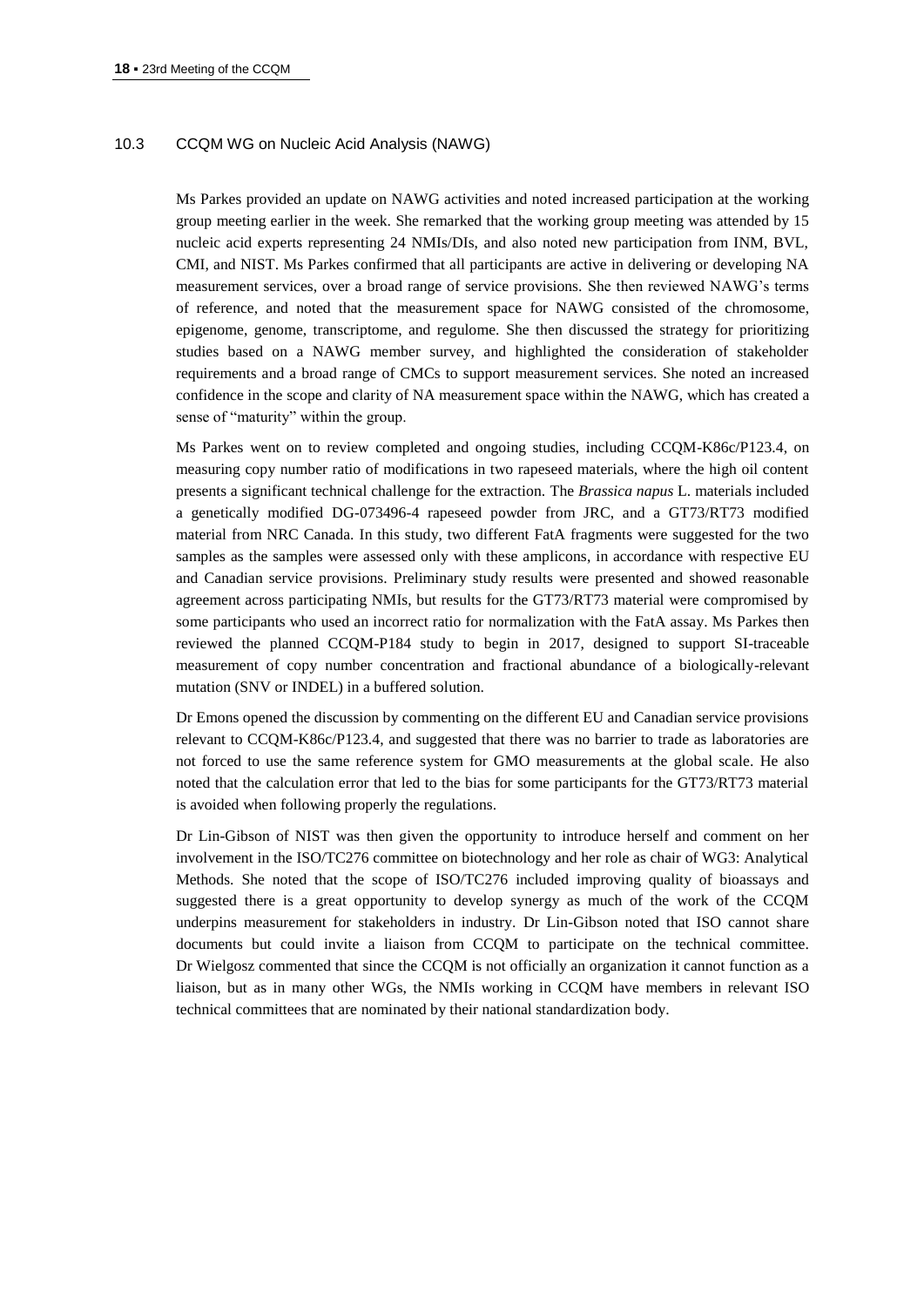### 10.3 CCQM WG on Nucleic Acid Analysis (NAWG)

Ms Parkes provided an update on NAWG activities and noted increased participation at the working group meeting earlier in the week. She remarked that the working group meeting was attended by 15 nucleic acid experts representing 24 NMIs/DIs, and also noted new participation from INM, BVL, CMI, and NIST. Ms Parkes confirmed that all participants are active in delivering or developing NA measurement services, over a broad range of service provisions. She then reviewed NAWG's terms of reference, and noted that the measurement space for NAWG consisted of the chromosome, epigenome, genome, transcriptome, and regulome. She then discussed the strategy for prioritizing studies based on a NAWG member survey, and highlighted the consideration of stakeholder requirements and a broad range of CMCs to support measurement services. She noted an increased confidence in the scope and clarity of NA measurement space within the NAWG, which has created a sense of "maturity" within the group.

Ms Parkes went on to review completed and ongoing studies, including CCQM-K86c/P123.4, on measuring copy number ratio of modifications in two rapeseed materials, where the high oil content presents a significant technical challenge for the extraction. The *Brassica napus* L. materials included a genetically modified DG-073496-4 rapeseed powder from JRC, and a GT73/RT73 modified material from NRC Canada. In this study, two different FatA fragments were suggested for the two samples as the samples were assessed only with these amplicons, in accordance with respective EU and Canadian service provisions. Preliminary study results were presented and showed reasonable agreement across participating NMIs, but results for the GT73/RT73 material were compromised by some participants who used an incorrect ratio for normalization with the FatA assay. Ms Parkes then reviewed the planned CCQM-P184 study to begin in 2017, designed to support SI-traceable measurement of copy number concentration and fractional abundance of a biologically-relevant mutation (SNV or INDEL) in a buffered solution.

Dr Emons opened the discussion by commenting on the different EU and Canadian service provisions relevant to CCQM-K86c/P123.4, and suggested that there was no barrier to trade as laboratories are not forced to use the same reference system for GMO measurements at the global scale. He also noted that the calculation error that led to the bias for some participants for the GT73/RT73 material is avoided when following properly the regulations.

Dr Lin-Gibson of NIST was then given the opportunity to introduce herself and comment on her involvement in the ISO/TC276 committee on biotechnology and her role as chair of WG3: Analytical Methods. She noted that the scope of ISO/TC276 included improving quality of bioassays and suggested there is a great opportunity to develop synergy as much of the work of the CCQM underpins measurement for stakeholders in industry. Dr Lin-Gibson noted that ISO cannot share documents but could invite a liaison from CCQM to participate on the technical committee. Dr Wielgosz commented that since the CCQM is not officially an organization it cannot function as a liaison, but as in many other WGs, the NMIs working in CCQM have members in relevant ISO technical committees that are nominated by their national standardization body.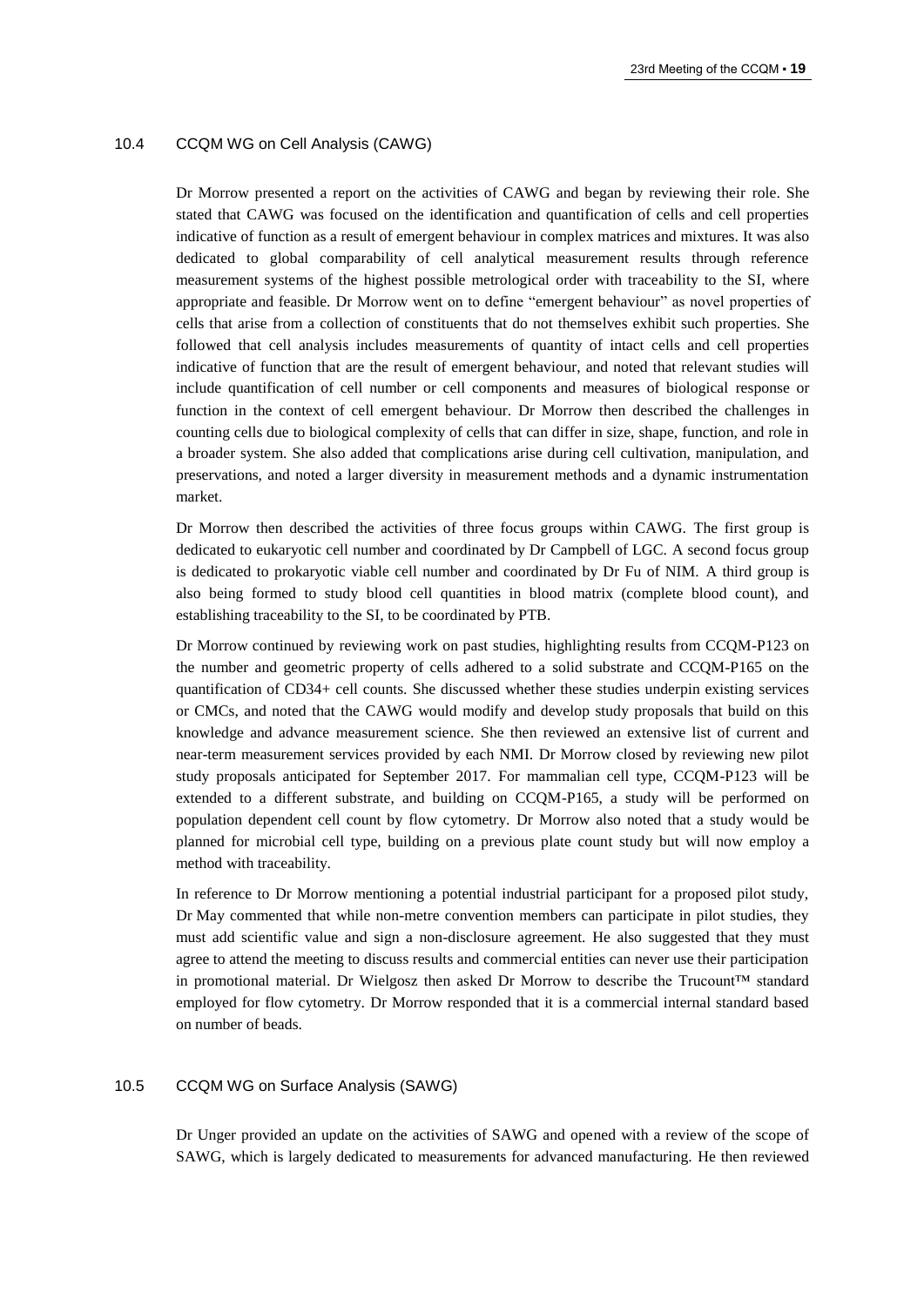### 10.4 CCQM WG on Cell Analysis (CAWG)

Dr Morrow presented a report on the activities of CAWG and began by reviewing their role. She stated that CAWG was focused on the identification and quantification of cells and cell properties indicative of function as a result of emergent behaviour in complex matrices and mixtures. It was also dedicated to global comparability of cell analytical measurement results through reference measurement systems of the highest possible metrological order with traceability to the SI, where appropriate and feasible. Dr Morrow went on to define "emergent behaviour" as novel properties of cells that arise from a collection of constituents that do not themselves exhibit such properties. She followed that cell analysis includes measurements of quantity of intact cells and cell properties indicative of function that are the result of emergent behaviour, and noted that relevant studies will include quantification of cell number or cell components and measures of biological response or function in the context of cell emergent behaviour. Dr Morrow then described the challenges in counting cells due to biological complexity of cells that can differ in size, shape, function, and role in a broader system. She also added that complications arise during cell cultivation, manipulation, and preservations, and noted a larger diversity in measurement methods and a dynamic instrumentation market.

Dr Morrow then described the activities of three focus groups within CAWG. The first group is dedicated to eukaryotic cell number and coordinated by Dr Campbell of LGC. A second focus group is dedicated to prokaryotic viable cell number and coordinated by Dr Fu of NIM. A third group is also being formed to study blood cell quantities in blood matrix (complete blood count), and establishing traceability to the SI, to be coordinated by PTB.

Dr Morrow continued by reviewing work on past studies, highlighting results from CCQM-P123 on the number and geometric property of cells adhered to a solid substrate and CCQM-P165 on the quantification of CD34+ cell counts. She discussed whether these studies underpin existing services or CMCs, and noted that the CAWG would modify and develop study proposals that build on this knowledge and advance measurement science. She then reviewed an extensive list of current and near-term measurement services provided by each NMI. Dr Morrow closed by reviewing new pilot study proposals anticipated for September 2017. For mammalian cell type, CCQM-P123 will be extended to a different substrate, and building on CCQM-P165, a study will be performed on population dependent cell count by flow cytometry. Dr Morrow also noted that a study would be planned for microbial cell type, building on a previous plate count study but will now employ a method with traceability.

In reference to Dr Morrow mentioning a potential industrial participant for a proposed pilot study, Dr May commented that while non-metre convention members can participate in pilot studies, they must add scientific value and sign a non-disclosure agreement. He also suggested that they must agree to attend the meeting to discuss results and commercial entities can never use their participation in promotional material. Dr Wielgosz then asked Dr Morrow to describe the Trucount™ standard employed for flow cytometry. Dr Morrow responded that it is a commercial internal standard based on number of beads.

### 10.5 CCQM WG on Surface Analysis (SAWG)

Dr Unger provided an update on the activities of SAWG and opened with a review of the scope of SAWG, which is largely dedicated to measurements for advanced manufacturing. He then reviewed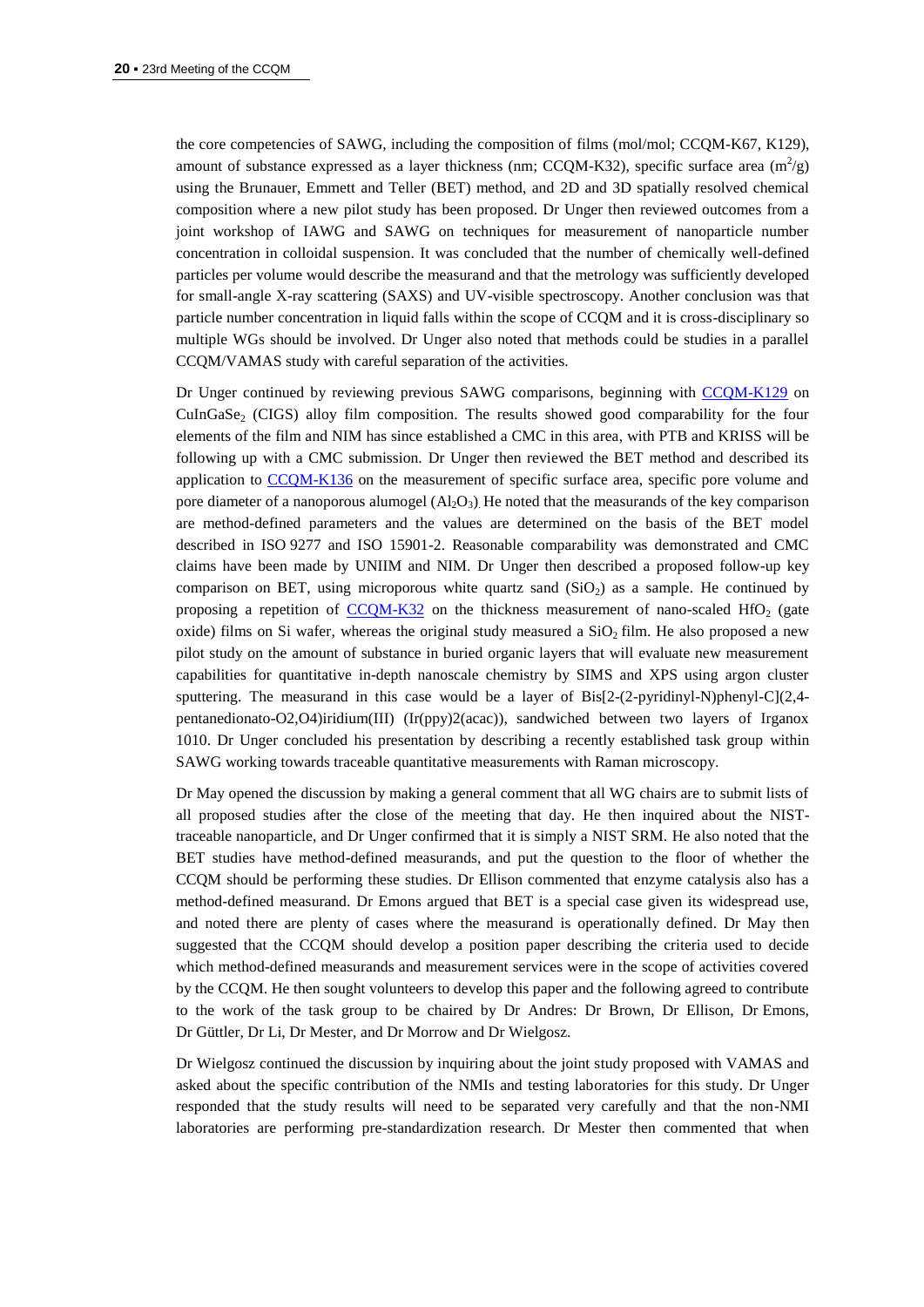the core competencies of SAWG, including the composition of films (mol/mol; CCQM-K67, K129), amount of substance expressed as a layer thickness (nm; CCQM-K32), specific surface area ($m^2/g$) using the Brunauer, Emmett and Teller (BET) method, and 2D and 3D spatially resolved chemical composition where a new pilot study has been proposed. Dr Unger then reviewed outcomes from a joint workshop of IAWG and SAWG on techniques for measurement of nanoparticle number concentration in colloidal suspension. It was concluded that the number of chemically well-defined particles per volume would describe the measurand and that the metrology was sufficiently developed for small-angle X-ray scattering (SAXS) and UV-visible spectroscopy. Another conclusion was that particle number concentration in liquid falls within the scope of CCQM and it is cross-disciplinary so multiple WGs should be involved. Dr Unger also noted that methods could be studies in a parallel CCQM/VAMAS study with careful separation of the activities.

Dr Unger continued by reviewing previous SAWG comparisons, beginning with CCQM-K129 on $CuInGaSe_2$ (CIGS) alloy film composition. The results showed good comparability for the four elements of the film and NIM has since established a CMC in this area, with PTB and KRISS will be following up with a CMC submission. Dr Unger then reviewed the BET method and described its application to CCQM-K136 on the measurement of specific surface area, specific pore volume and pore diameter of a nanoporous alumogel ($Al_2O_3$). He noted that the measurands of the key comparison are method-defined parameters and the values are determined on the basis of the BET model described in ISO 9277 and ISO 15901-2. Reasonable comparability was demonstrated and CMC claims have been made by UNIIM and NIM. Dr Unger then described a proposed follow-up key comparison on BET, using microporous white quartz sand ($SiO_2$) as a sample. He continued by proposing a repetition of CCQM-K32 on the thickness measurement of nano-scaled $HfO_2$ (gate oxide) films on Si wafer, whereas the original study measured a $SiO_2$ film. He also proposed a new pilot study on the amount of substance in buried organic layers that will evaluate new measurement capabilities for quantitative in-depth nanoscale chemistry by SIMS and XPS using argon cluster sputtering. The measurand in this case would be a layer of Bis[2-(2-pyridinyl-N)phenyl-C](2,4-pentanedionato-O2,O4)iridium(III) (Ir(ppy)2(acac)), sandwiched between two layers of Irganox 1010. Dr Unger concluded his presentation by describing a recently established task group within SAWG working towards traceable quantitative measurements with Raman microscopy.

Dr May opened the discussion by making a general comment that all WG chairs are to submit lists of all proposed studies after the close of the meeting that day. He then inquired about the NIST-traceable nanoparticle, and Dr Unger confirmed that it is simply a NIST SRM. He also noted that the BET studies have method-defined measurands, and put the question to the floor of whether the CCQM should be performing these studies. Dr Ellison commented that enzyme catalysis also has a method-defined measurand. Dr Emons argued that BET is a special case given its widespread use, and noted there are plenty of cases where the measurand is operationally defined. Dr May then suggested that the CCQM should develop a position paper describing the criteria used to decide which method-defined measurands and measurement services were in the scope of activities covered by the CCQM. He then sought volunteers to develop this paper and the following agreed to contribute to the work of the task group to be chaired by Dr Andres: Dr Brown, Dr Ellison, Dr Emons, Dr Güttler, Dr Li, Dr Mester, and Dr Morrow and Dr Wielgosz.

Dr Wielgosz continued the discussion by inquiring about the joint study proposed with VAMAS and asked about the specific contribution of the NMIs and testing laboratories for this study. Dr Unger responded that the study results will need to be separated very carefully and that the non-NMI laboratories are performing pre-standardization research. Dr Mester then commented that when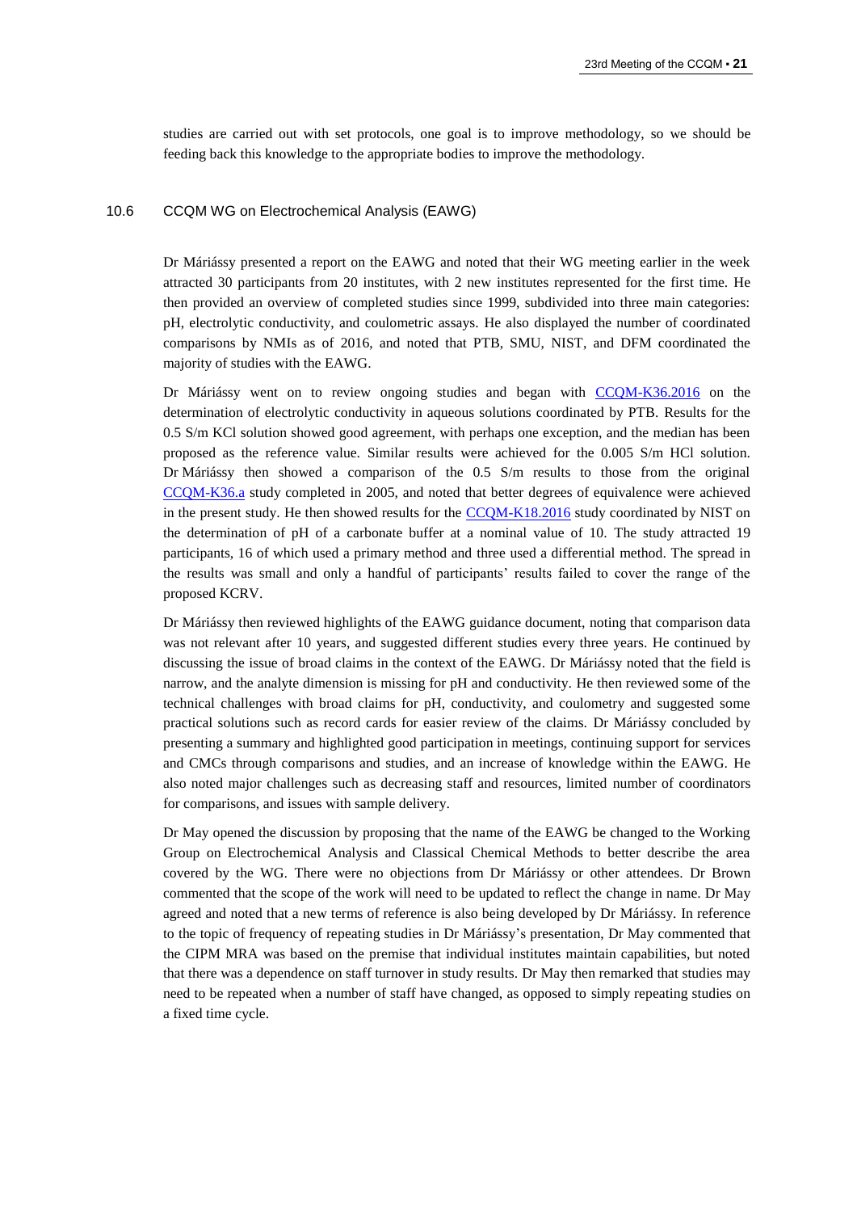studies are carried out with set protocols, one goal is to improve methodology, so we should be feeding back this knowledge to the appropriate bodies to improve the methodology.

### 10.6 CCQM WG on Electrochemical Analysis (EAWG)

Dr Máriássy presented a report on the EAWG and noted that their WG meeting earlier in the week attracted 30 participants from 20 institutes, with 2 new institutes represented for the first time. He then provided an overview of completed studies since 1999, subdivided into three main categories: pH, electrolytic conductivity, and coulometric assays. He also displayed the number of coordinated comparisons by NMIs as of 2016, and noted that PTB, SMU, NIST, and DFM coordinated the majority of studies with the EAWG.

Dr Máriássy went on to review ongoing studies and began with CCQM-K36.2016 on the determination of electrolytic conductivity in aqueous solutions coordinated by PTB. Results for the 0.5 S/m KCl solution showed good agreement, with perhaps one exception, and the median has been proposed as the reference value. Similar results were achieved for the 0.005 S/m HCl solution. Dr Máriássy then showed a comparison of the 0.5 S/m results to those from the original CCQM-K36.a study completed in 2005, and noted that better degrees of equivalence were achieved in the present study. He then showed results for the CCQM-K18.2016 study coordinated by NIST on the determination of pH of a carbonate buffer at a nominal value of 10. The study attracted 19 participants, 16 of which used a primary method and three used a differential method. The spread in the results was small and only a handful of participants' results failed to cover the range of the proposed KCRV.

Dr Máriássy then reviewed highlights of the EAWG guidance document, noting that comparison data was not relevant after 10 years, and suggested different studies every three years. He continued by discussing the issue of broad claims in the context of the EAWG. Dr Máriássy noted that the field is narrow, and the analyte dimension is missing for pH and conductivity. He then reviewed some of the technical challenges with broad claims for pH, conductivity, and coulometry and suggested some practical solutions such as record cards for easier review of the claims. Dr Máriássy concluded by presenting a summary and highlighted good participation in meetings, continuing support for services and CMCs through comparisons and studies, and an increase of knowledge within the EAWG. He also noted major challenges such as decreasing staff and resources, limited number of coordinators for comparisons, and issues with sample delivery.

Dr May opened the discussion by proposing that the name of the EAWG be changed to the Working Group on Electrochemical Analysis and Classical Chemical Methods to better describe the area covered by the WG. There were no objections from Dr Máriássy or other attendees. Dr Brown commented that the scope of the work will need to be updated to reflect the change in name. Dr May agreed and noted that a new terms of reference is also being developed by Dr Máriássy. In reference to the topic of frequency of repeating studies in Dr Máriássy's presentation, Dr May commented that the CIPM MRA was based on the premise that individual institutes maintain capabilities, but noted that there was a dependence on staff turnover in study results. Dr May then remarked that studies may need to be repeated when a number of staff have changed, as opposed to simply repeating studies on a fixed time cycle.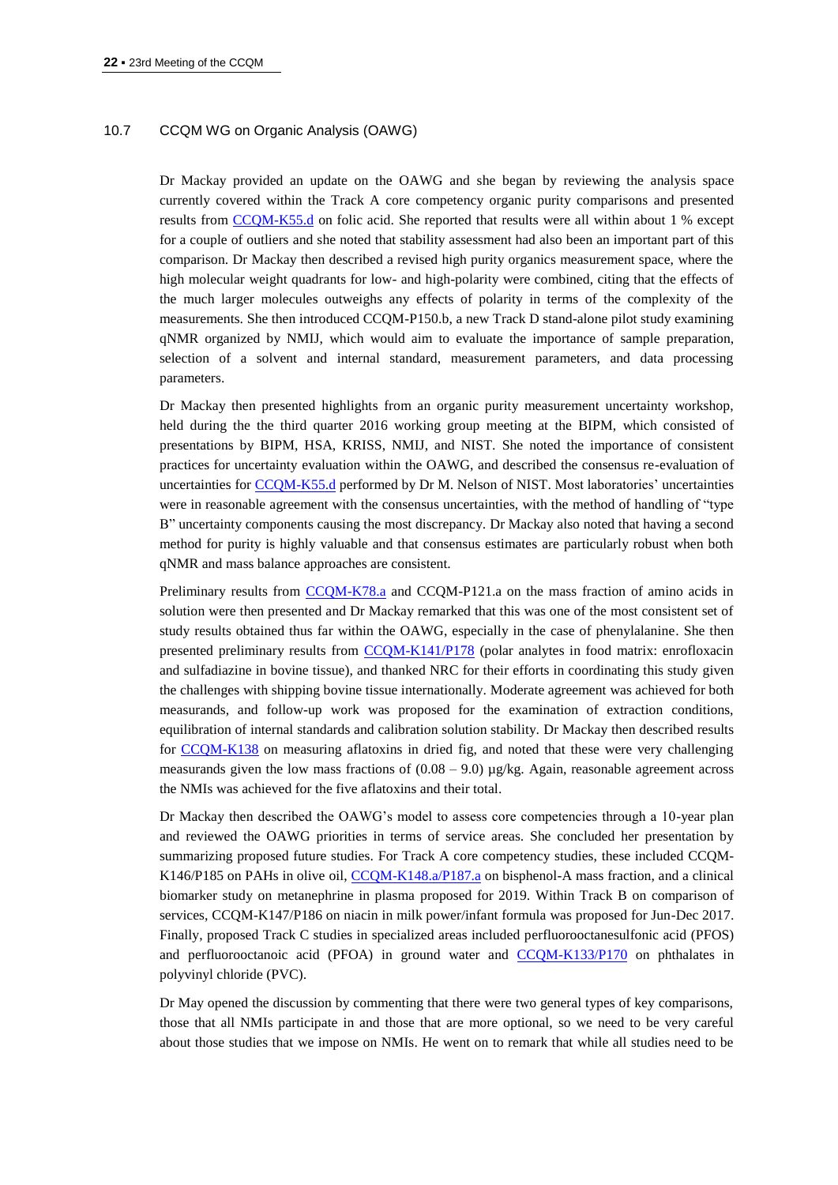### 10.7 CCQM WG on Organic Analysis (OAWG)

Dr Mackay provided an update on the OAWG and she began by reviewing the analysis space currently covered within the Track A core competency organic purity comparisons and presented results from CCQM-K55.d on folic acid. She reported that results were all within about 1 % except for a couple of outliers and she noted that stability assessment had also been an important part of this comparison. Dr Mackay then described a revised high purity organics measurement space, where the high molecular weight quadrants for low- and high-polarity were combined, citing that the effects of the much larger molecules outweighs any effects of polarity in terms of the complexity of the measurements. She then introduced CCQM-P150.b, a new Track D stand-alone pilot study examining qNMR organized by NMIJ, which would aim to evaluate the importance of sample preparation, selection of a solvent and internal standard, measurement parameters, and data processing parameters.

Dr Mackay then presented highlights from an organic purity measurement uncertainty workshop, held during the the third quarter 2016 working group meeting at the BIPM, which consisted of presentations by BIPM, HSA, KRISS, NMIJ, and NIST. She noted the importance of consistent practices for uncertainty evaluation within the OAWG, and described the consensus re-evaluation of uncertainties for CCQM-K55.d performed by Dr M. Nelson of NIST. Most laboratories' uncertainties were in reasonable agreement with the consensus uncertainties, with the method of handling of "type B" uncertainty components causing the most discrepancy. Dr Mackay also noted that having a second method for purity is highly valuable and that consensus estimates are particularly robust when both qNMR and mass balance approaches are consistent.

Preliminary results from CCQM-K78.a and CCQM-P121.a on the mass fraction of amino acids in solution were then presented and Dr Mackay remarked that this was one of the most consistent set of study results obtained thus far within the OAWG, especially in the case of phenylalanine. She then presented preliminary results from CCQM-K141/P178 (polar analytes in food matrix: enrofloxacin and sulfadiazine in bovine tissue), and thanked NRC for their efforts in coordinating this study given the challenges with shipping bovine tissue internationally. Moderate agreement was achieved for both measurands, and follow-up work was proposed for the examination of extraction conditions, equilibration of internal standards and calibration solution stability. Dr Mackay then described results for CCQM-K138 on measuring aflatoxins in dried fig, and noted that these were very challenging measurands given the low mass fractions of (0.08 – 9.0) µg/kg. Again, reasonable agreement across the NMIs was achieved for the five aflatoxins and their total.

Dr Mackay then described the OAWG's model to assess core competencies through a 10-year plan and reviewed the OAWG priorities in terms of service areas. She concluded her presentation by summarizing proposed future studies. For Track A core competency studies, these included CCQM-K146/P185 on PAHs in olive oil, CCQM-K148.a/P187.a on bisphenol-A mass fraction, and a clinical biomarker study on metanephrine in plasma proposed for 2019. Within Track B on comparison of services, CCQM-K147/P186 on niacin in milk power/infant formula was proposed for Jun-Dec 2017. Finally, proposed Track C studies in specialized areas included perfluorooctanesulfonic acid (PFOS) and perfluorooctanoic acid (PFOA) in ground water and CCQM-K133/P170 on phthalates in polyvinyl chloride (PVC).

Dr May opened the discussion by commenting that there were two general types of key comparisons, those that all NMIs participate in and those that are more optional, so we need to be very careful about those studies that we impose on NMIs. He went on to remark that while all studies need to be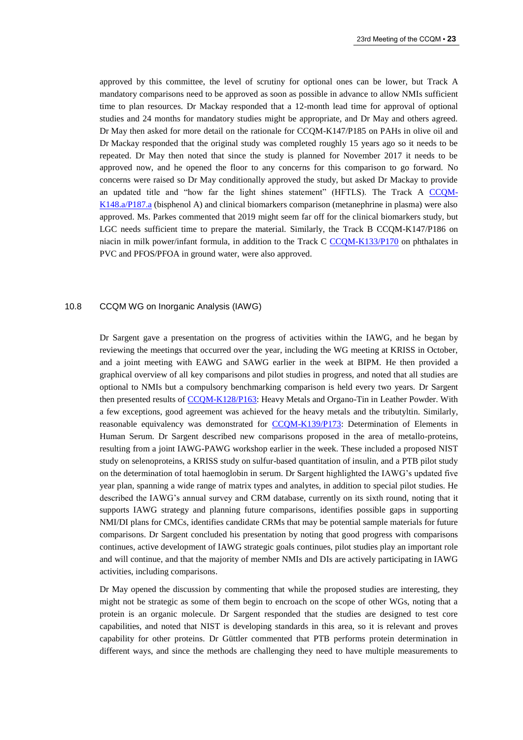approved by this committee, the level of scrutiny for optional ones can be lower, but Track A mandatory comparisons need to be approved as soon as possible in advance to allow NMIs sufficient time to plan resources. Dr Mackay responded that a 12-month lead time for approval of optional studies and 24 months for mandatory studies might be appropriate, and Dr May and others agreed. Dr May then asked for more detail on the rationale for CCQM-K147/P185 on PAHs in olive oil and Dr Mackay responded that the original study was completed roughly 15 years ago so it needs to be repeated. Dr May then noted that since the study is planned for November 2017 it needs to be approved now, and he opened the floor to any concerns for this comparison to go forward. No concerns were raised so Dr May conditionally approved the study, but asked Dr Mackay to provide an updated title and "how far the light shines statement" (HFTLS). The Track A CCQM-K148.a/P187.a (bisphenol A) and clinical biomarkers comparison (metanephrine in plasma) were also approved. Ms. Parkes commented that 2019 might seem far off for the clinical biomarkers study, but LGC needs sufficient time to prepare the material. Similarly, the Track B CCQM-K147/P186 on niacin in milk power/infant formula, in addition to the Track C CCQM-K133/P170 on phthalates in PVC and PFOS/PFOA in ground water, were also approved.

## 10.8 CCQM WG on Inorganic Analysis (IAWG)

Dr Sargent gave a presentation on the progress of activities within the IAWG, and he began by reviewing the meetings that occurred over the year, including the WG meeting at KRISS in October, and a joint meeting with EAWG and SAWG earlier in the week at BIPM. He then provided a graphical overview of all key comparisons and pilot studies in progress, and noted that all studies are optional to NMIs but a compulsory benchmarking comparison is held every two years. Dr Sargent then presented results of CCQM-K128/P163: Heavy Metals and Organo-Tin in Leather Powder. With a few exceptions, good agreement was achieved for the heavy metals and the tributyltin. Similarly, reasonable equivalency was demonstrated for CCQM-K139/P173: Determination of Elements in Human Serum. Dr Sargent described new comparisons proposed in the area of metallo-proteins, resulting from a joint IAWG-PAWG workshop earlier in the week. These included a proposed NIST study on selenoproteins, a KRISS study on sulfur-based quantitation of insulin, and a PTB pilot study on the determination of total haemoglobin in serum. Dr Sargent highlighted the IAWG's updated five year plan, spanning a wide range of matrix types and analytes, in addition to special pilot studies. He described the IAWG's annual survey and CRM database, currently on its sixth round, noting that it supports IAWG strategy and planning future comparisons, identifies possible gaps in supporting NMI/DI plans for CMCs, identifies candidate CRMs that may be potential sample materials for future comparisons. Dr Sargent concluded his presentation by noting that good progress with comparisons continues, active development of IAWG strategic goals continues, pilot studies play an important role and will continue, and that the majority of member NMIs and DIs are actively participating in IAWG activities, including comparisons.

Dr May opened the discussion by commenting that while the proposed studies are interesting, they might not be strategic as some of them begin to encroach on the scope of other WGs, noting that a protein is an organic molecule. Dr Sargent responded that the studies are designed to test core capabilities, and noted that NIST is developing standards in this area, so it is relevant and proves capability for other proteins. Dr Güttler commented that PTB performs protein determination in different ways, and since the methods are challenging they need to have multiple measurements to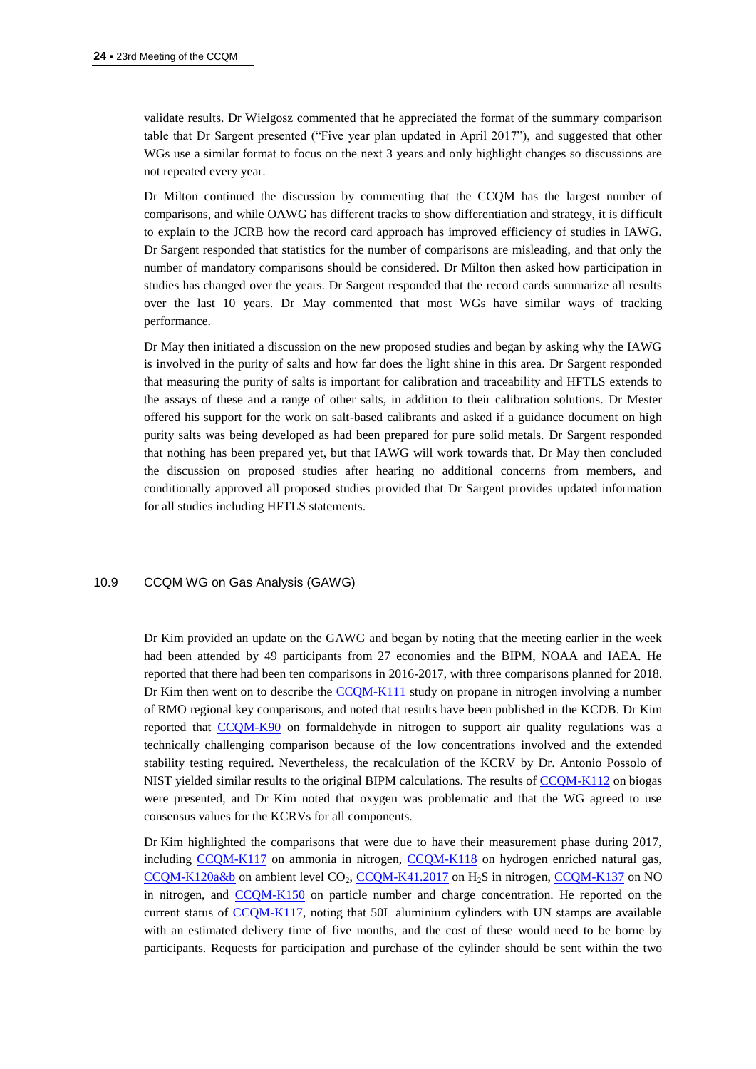validate results. Dr Wielgosz commented that he appreciated the format of the summary comparison table that Dr Sargent presented ("Five year plan updated in April 2017"), and suggested that other WGs use a similar format to focus on the next 3 years and only highlight changes so discussions are not repeated every year.

Dr Milton continued the discussion by commenting that the CCQM has the largest number of comparisons, and while OAWG has different tracks to show differentiation and strategy, it is difficult to explain to the JCRB how the record card approach has improved efficiency of studies in IAWG. Dr Sargent responded that statistics for the number of comparisons are misleading, and that only the number of mandatory comparisons should be considered. Dr Milton then asked how participation in studies has changed over the years. Dr Sargent responded that the record cards summarize all results over the last 10 years. Dr May commented that most WGs have similar ways of tracking performance.

Dr May then initiated a discussion on the new proposed studies and began by asking why the IAWG is involved in the purity of salts and how far does the light shine in this area. Dr Sargent responded that measuring the purity of salts is important for calibration and traceability and HFTLS extends to the assays of these and a range of other salts, in addition to their calibration solutions. Dr Mester offered his support for the work on salt-based calibrants and asked if a guidance document on high purity salts was being developed as had been prepared for pure solid metals. Dr Sargent responded that nothing has been prepared yet, but that IAWG will work towards that. Dr May then concluded the discussion on proposed studies after hearing no additional concerns from members, and conditionally approved all proposed studies provided that Dr Sargent provides updated information for all studies including HFTLS statements.

## 10.9 CCQM WG on Gas Analysis (GAWG)

Dr Kim provided an update on the GAWG and began by noting that the meeting earlier in the week had been attended by 49 participants from 27 economies and the BIPM, NOAA and IAEA. He reported that there had been ten comparisons in 2016-2017, with three comparisons planned for 2018. Dr Kim then went on to describe the CCQM-K111 study on propane in nitrogen involving a number of RMO regional key comparisons, and noted that results have been published in the KCDB. Dr Kim reported that CCQM-K90 on formaldehyde in nitrogen to support air quality regulations was a technically challenging comparison because of the low concentrations involved and the extended stability testing required. Nevertheless, the recalculation of the KCRV by Dr. Antonio Possolo of NIST yielded similar results to the original BIPM calculations. The results of CCQM-K112 on biogas were presented, and Dr Kim noted that oxygen was problematic and that the WG agreed to use consensus values for the KCRVs for all components.

Dr Kim highlighted the comparisons that were due to have their measurement phase during 2017, including CCQM-K117 on ammonia in nitrogen, CCQM-K118 on hydrogen enriched natural gas, CCQM-K120a&b on ambient level $CO_2$, CCQM-K41.2017 on $H_2S$ in nitrogen, CCQM-K137 on NO in nitrogen, and CCQM-K150 on particle number and charge concentration. He reported on the current status of CCQM-K117, noting that 50L aluminium cylinders with UN stamps are available with an estimated delivery time of five months, and the cost of these would need to be borne by participants. Requests for participation and purchase of the cylinder should be sent within the two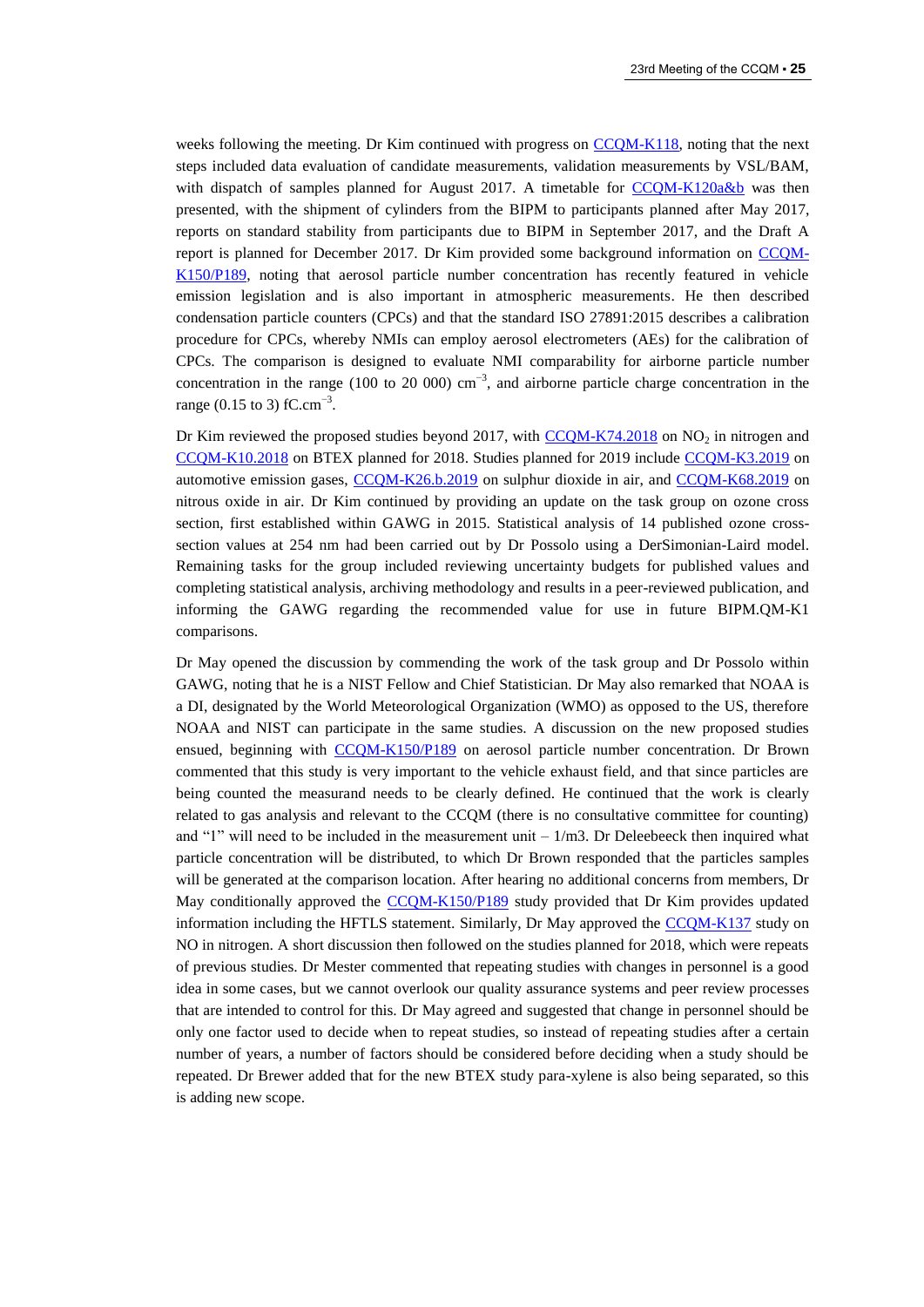weeks following the meeting. Dr Kim continued with progress on CCQM-K118, noting that the next steps included data evaluation of candidate measurements, validation measurements by VSL/BAM, with dispatch of samples planned for August 2017. A timetable for CCQM-K120a&b was then presented, with the shipment of cylinders from the BIPM to participants planned after May 2017, reports on standard stability from participants due to BIPM in September 2017, and the Draft A report is planned for December 2017. Dr Kim provided some background information on CCQM-K150/P189, noting that aerosol particle number concentration has recently featured in vehicle emission legislation and is also important in atmospheric measurements. He then described condensation particle counters (CPCs) and that the standard ISO 27891:2015 describes a calibration procedure for CPCs, whereby NMIs can employ aerosol electrometers (AEs) for the calibration of CPCs. The comparison is designed to evaluate NMI comparability for airborne particle number concentration in the range (100 to 20 000) $cm^{-3}$, and airborne particle charge concentration in the range (0.15 to 3) $fC.cm^{-3}$.

Dr Kim reviewed the proposed studies beyond 2017, with CCQM-K74.2018 on $NO_2$ in nitrogen and CCQM-K10.2018 on BTEX planned for 2018. Studies planned for 2019 include CCQM-K3.2019 on automotive emission gases, CCQM-K26.b.2019 on sulphur dioxide in air, and CCQM-K68.2019 on nitrous oxide in air. Dr Kim continued by providing an update on the task group on ozone cross section, first established within GAWG in 2015. Statistical analysis of 14 published ozone cross-section values at 254 nm had been carried out by Dr Possolo using a DerSimonian-Laird model. Remaining tasks for the group included reviewing uncertainty budgets for published values and completing statistical analysis, archiving methodology and results in a peer-reviewed publication, and informing the GAWG regarding the recommended value for use in future BIPM.QM-K1 comparisons.

Dr May opened the discussion by commending the work of the task group and Dr Possolo within GAWG, noting that he is a NIST Fellow and Chief Statistician. Dr May also remarked that NOAA is a DI, designated by the World Meteorological Organization (WMO) as opposed to the US, therefore NOAA and NIST can participate in the same studies. A discussion on the new proposed studies ensued, beginning with CCQM-K150/P189 on aerosol particle number concentration. Dr Brown commented that this study is very important to the vehicle exhaust field, and that since particles are being counted the measurand needs to be clearly defined. He continued that the work is clearly related to gas analysis and relevant to the CCQM (there is no consultative committee for counting) and "1" will need to be included in the measurement unit – 1/m3. Dr Deleebeeck then inquired what particle concentration will be distributed, to which Dr Brown responded that the particles samples will be generated at the comparison location. After hearing no additional concerns from members, Dr May conditionally approved the CCQM-K150/P189 study provided that Dr Kim provides updated information including the HFTLS statement. Similarly, Dr May approved the CCQM-K137 study on NO in nitrogen. A short discussion then followed on the studies planned for 2018, which were repeats of previous studies. Dr Mester commented that repeating studies with changes in personnel is a good idea in some cases, but we cannot overlook our quality assurance systems and peer review processes that are intended to control for this. Dr May agreed and suggested that change in personnel should be only one factor used to decide when to repeat studies, so instead of repeating studies after a certain number of years, a number of factors should be considered before deciding when a study should be repeated. Dr Brewer added that for the new BTEX study para-xylene is also being separated, so this is adding new scope.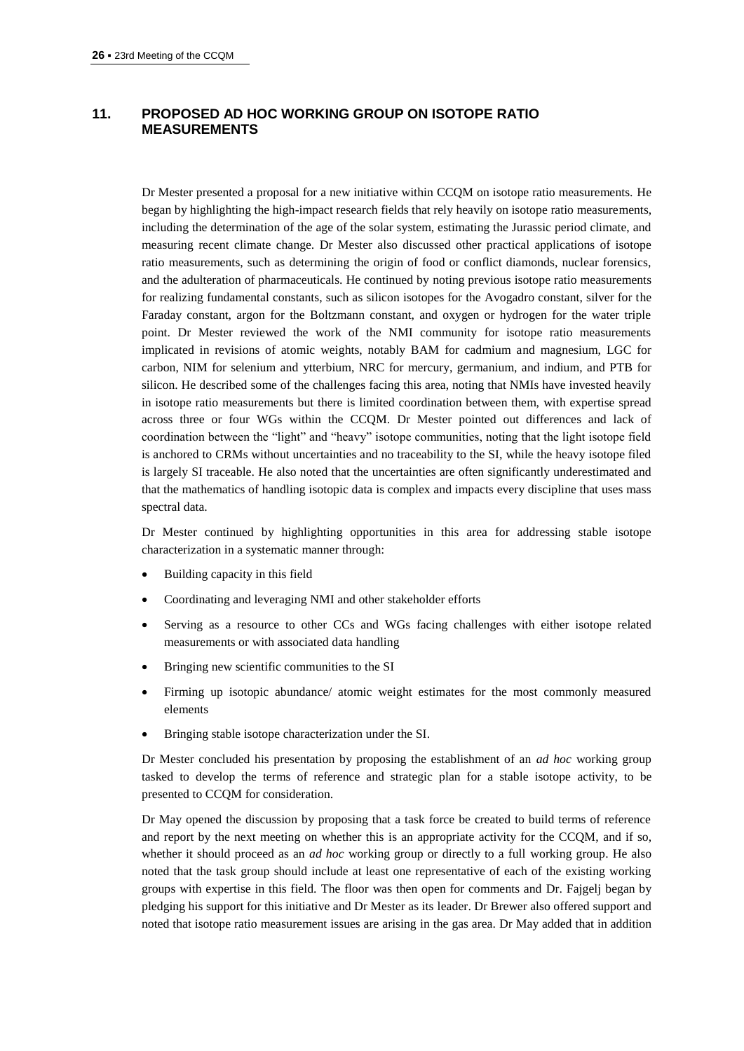## 11. PROPOSED AD HOC WORKING GROUP ON ISOTOPE RATIO MEASUREMENTS

Dr Mester presented a proposal for a new initiative within CCQM on isotope ratio measurements. He began by highlighting the high-impact research fields that rely heavily on isotope ratio measurements, including the determination of the age of the solar system, estimating the Jurassic period climate, and measuring recent climate change. Dr Mester also discussed other practical applications of isotope ratio measurements, such as determining the origin of food or conflict diamonds, nuclear forensics, and the adulteration of pharmaceuticals. He continued by noting previous isotope ratio measurements for realizing fundamental constants, such as silicon isotopes for the Avogadro constant, silver for the Faraday constant, argon for the Boltzmann constant, and oxygen or hydrogen for the water triple point. Dr Mester reviewed the work of the NMI community for isotope ratio measurements implicated in revisions of atomic weights, notably BAM for cadmium and magnesium, LGC for carbon, NIM for selenium and ytterbium, NRC for mercury, germanium, and indium, and PTB for silicon. He described some of the challenges facing this area, noting that NMIs have invested heavily in isotope ratio measurements but there is limited coordination between them, with expertise spread across three or four WGs within the CCQM. Dr Mester pointed out differences and lack of coordination between the "light" and "heavy" isotope communities, noting that the light isotope field is anchored to CRMs without uncertainties and no traceability to the SI, while the heavy isotope filed is largely SI traceable. He also noted that the uncertainties are often significantly underestimated and that the mathematics of handling isotopic data is complex and impacts every discipline that uses mass spectral data.

Dr Mester continued by highlighting opportunities in this area for addressing stable isotope characterization in a systematic manner through:

- Building capacity in this field
- Coordinating and leveraging NMI and other stakeholder efforts
- Serving as a resource to other CCs and WGs facing challenges with either isotope related measurements or with associated data handling
- Bringing new scientific communities to the SI
- Firming up isotopic abundance/ atomic weight estimates for the most commonly measured elements
- Bringing stable isotope characterization under the SI.

Dr Mester concluded his presentation by proposing the establishment of an *ad hoc* working group tasked to develop the terms of reference and strategic plan for a stable isotope activity, to be presented to CCQM for consideration.

Dr May opened the discussion by proposing that a task force be created to build terms of reference and report by the next meeting on whether this is an appropriate activity for the CCQM, and if so, whether it should proceed as an *ad hoc* working group or directly to a full working group. He also noted that the task group should include at least one representative of each of the existing working groups with expertise in this field. The floor was then open for comments and Dr. Fajgelj began by pledging his support for this initiative and Dr Mester as its leader. Dr Brewer also offered support and noted that isotope ratio measurement issues are arising in the gas area. Dr May added that in addition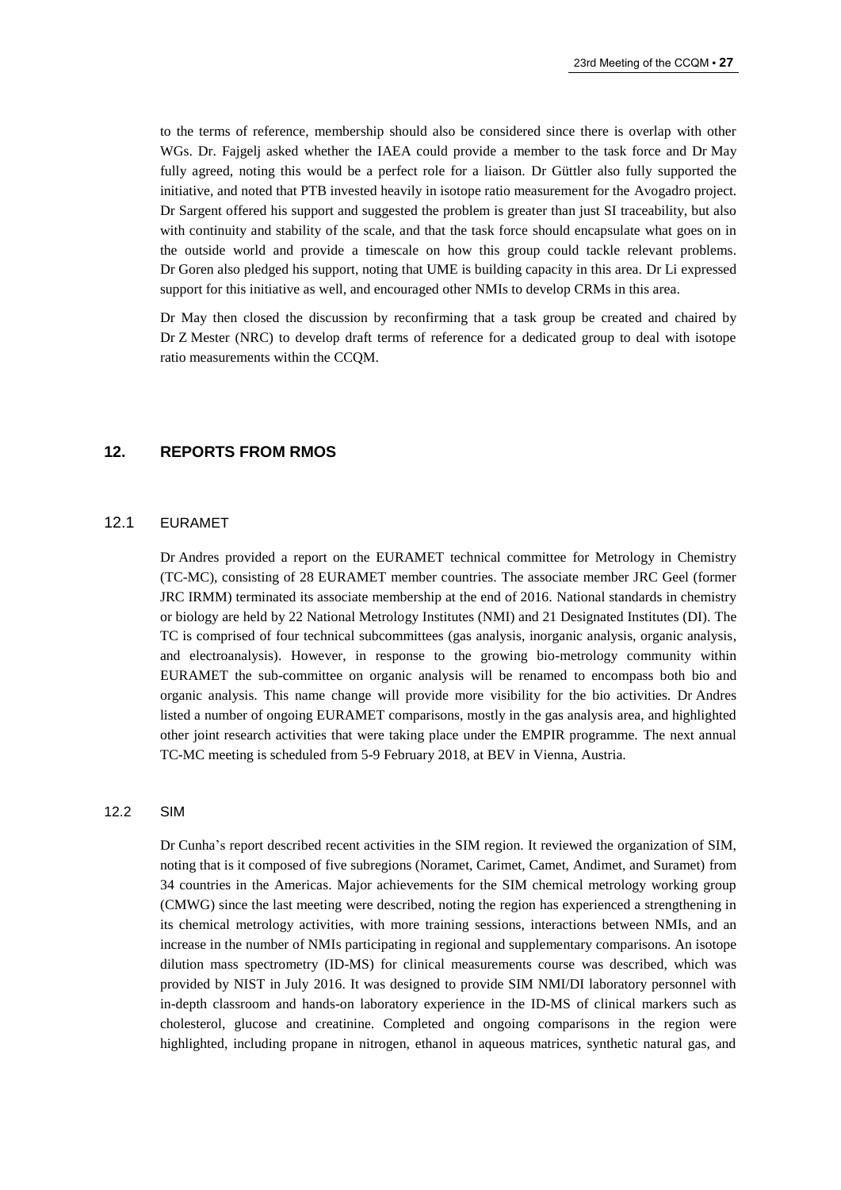to the terms of reference, membership should also be considered since there is overlap with other WGs. Dr. Fajgelj asked whether the IAEA could provide a member to the task force and Dr May fully agreed, noting this would be a perfect role for a liaison. Dr Güttler also fully supported the initiative, and noted that PTB invested heavily in isotope ratio measurement for the Avogadro project. Dr Sargent offered his support and suggested the problem is greater than just SI traceability, but also with continuity and stability of the scale, and that the task force should encapsulate what goes on in the outside world and provide a timescale on how this group could tackle relevant problems. Dr Goren also pledged his support, noting that UME is building capacity in this area. Dr Li expressed support for this initiative as well, and encouraged other NMIs to develop CRMs in this area.

Dr May then closed the discussion by reconfirming that a task group be created and chaired by Dr Z Mester (NRC) to develop draft terms of reference for a dedicated group to deal with isotope ratio measurements within the CCQM.

## 12. REPORTS FROM RMOS

### 12.1 EURAMET

Dr Andres provided a report on the EURAMET technical committee for Metrology in Chemistry (TC-MC), consisting of 28 EURAMET member countries. The associate member JRC Geel (former JRC IRMM) terminated its associate membership at the end of 2016. National standards in chemistry or biology are held by 22 National Metrology Institutes (NMI) and 21 Designated Institutes (DI). The TC is comprised of four technical subcommittees (gas analysis, inorganic analysis, organic analysis, and electroanalysis). However, in response to the growing bio-metrology community within EURAMET the sub-committee on organic analysis will be renamed to encompass both bio and organic analysis. This name change will provide more visibility for the bio activities. Dr Andres listed a number of ongoing EURAMET comparisons, mostly in the gas analysis area, and highlighted other joint research activities that were taking place under the EMPIR programme. The next annual TC-MC meeting is scheduled from 5-9 February 2018, at BEV in Vienna, Austria.

### 12.2 SIM

Dr Cunha's report described recent activities in the SIM region. It reviewed the organization of SIM, noting that is it composed of five subregions (Noramet, Carimet, Camet, Andimet, and Suramet) from 34 countries in the Americas. Major achievements for the SIM chemical metrology working group (CMWG) since the last meeting were described, noting the region has experienced a strengthening in its chemical metrology activities, with more training sessions, interactions between NMIs, and an increase in the number of NMIs participating in regional and supplementary comparisons. An isotope dilution mass spectrometry (ID-MS) for clinical measurements course was described, which was provided by NIST in July 2016. It was designed to provide SIM NMI/DI laboratory personnel with in-depth classroom and hands-on laboratory experience in the ID-MS of clinical markers such as cholesterol, glucose and creatinine. Completed and ongoing comparisons in the region were highlighted, including propane in nitrogen, ethanol in aqueous matrices, synthetic natural gas, and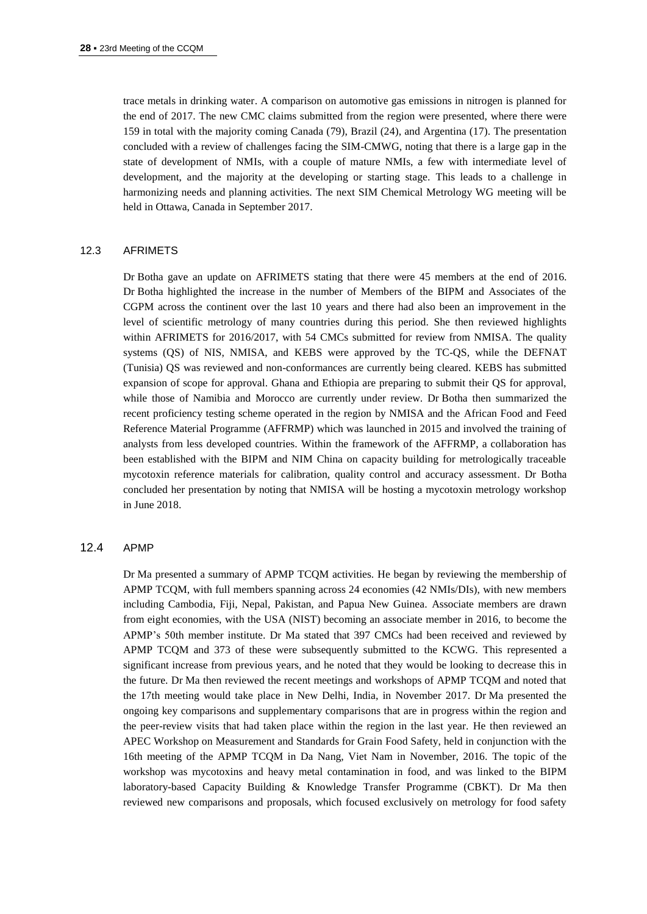trace metals in drinking water. A comparison on automotive gas emissions in nitrogen is planned for the end of 2017. The new CMC claims submitted from the region were presented, where there were 159 in total with the majority coming Canada (79), Brazil (24), and Argentina (17). The presentation concluded with a review of challenges facing the SIM-CMWG, noting that there is a large gap in the state of development of NMIs, with a couple of mature NMIs, a few with intermediate level of development, and the majority at the developing or starting stage. This leads to a challenge in harmonizing needs and planning activities. The next SIM Chemical Metrology WG meeting will be held in Ottawa, Canada in September 2017.

### 12.3 AFRIMETS

Dr Botha gave an update on AFRIMETS stating that there were 45 members at the end of 2016. Dr Botha highlighted the increase in the number of Members of the BIPM and Associates of the CGPM across the continent over the last 10 years and there had also been an improvement in the level of scientific metrology of many countries during this period. She then reviewed highlights within AFRIMETS for 2016/2017, with 54 CMCs submitted for review from NMISA. The quality systems (QS) of NIS, NMISA, and KEBS were approved by the TC-QS, while the DEFNAT (Tunisia) QS was reviewed and non-conformances are currently being cleared. KEBS has submitted expansion of scope for approval. Ghana and Ethiopia are preparing to submit their QS for approval, while those of Namibia and Morocco are currently under review. Dr Botha then summarized the recent proficiency testing scheme operated in the region by NMISA and the African Food and Feed Reference Material Programme (AFFRMP) which was launched in 2015 and involved the training of analysts from less developed countries. Within the framework of the AFFRMP, a collaboration has been established with the BIPM and NIM China on capacity building for metrologically traceable mycotoxin reference materials for calibration, quality control and accuracy assessment. Dr Botha concluded her presentation by noting that NMISA will be hosting a mycotoxin metrology workshop in June 2018.

### 12.4 APMP

Dr Ma presented a summary of APMP TCQM activities. He began by reviewing the membership of APMP TCQM, with full members spanning across 24 economies (42 NMIs/DIs), with new members including Cambodia, Fiji, Nepal, Pakistan, and Papua New Guinea. Associate members are drawn from eight economies, with the USA (NIST) becoming an associate member in 2016, to become the APMP's 50th member institute. Dr Ma stated that 397 CMCs had been received and reviewed by APMP TCQM and 373 of these were subsequently submitted to the KCWG. This represented a significant increase from previous years, and he noted that they would be looking to decrease this in the future. Dr Ma then reviewed the recent meetings and workshops of APMP TCQM and noted that the 17th meeting would take place in New Delhi, India, in November 2017. Dr Ma presented the ongoing key comparisons and supplementary comparisons that are in progress within the region and the peer-review visits that had taken place within the region in the last year. He then reviewed an APEC Workshop on Measurement and Standards for Grain Food Safety, held in conjunction with the 16th meeting of the APMP TCQM in Da Nang, Viet Nam in November, 2016. The topic of the workshop was mycotoxins and heavy metal contamination in food, and was linked to the BIPM laboratory-based Capacity Building & Knowledge Transfer Programme (CBKT). Dr Ma then reviewed new comparisons and proposals, which focused exclusively on metrology for food safety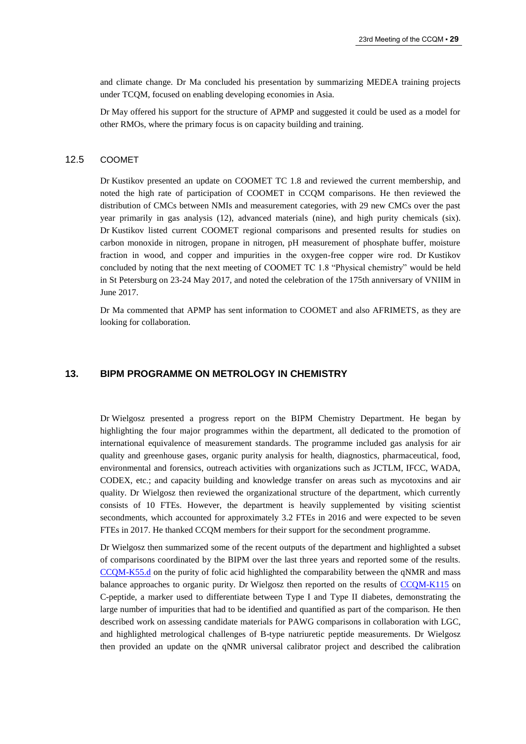and climate change. Dr Ma concluded his presentation by summarizing MEDEA training projects under TCQM, focused on enabling developing economies in Asia.

Dr May offered his support for the structure of APMP and suggested it could be used as a model for other RMOs, where the primary focus is on capacity building and training.

### 12.5 COOMET

Dr Kustikov presented an update on COOMET TC 1.8 and reviewed the current membership, and noted the high rate of participation of COOMET in CCQM comparisons. He then reviewed the distribution of CMCs between NMIs and measurement categories, with 29 new CMCs over the past year primarily in gas analysis (12), advanced materials (nine), and high purity chemicals (six). Dr Kustikov listed current COOMET regional comparisons and presented results for studies on carbon monoxide in nitrogen, propane in nitrogen, pH measurement of phosphate buffer, moisture fraction in wood, and copper and impurities in the oxygen-free copper wire rod. Dr Kustikov concluded by noting that the next meeting of COOMET TC 1.8 "Physical chemistry" would be held in St Petersburg on 23-24 May 2017, and noted the celebration of the 175th anniversary of VNIIM in June 2017.

Dr Ma commented that APMP has sent information to COOMET and also AFRIMETS, as they are looking for collaboration.

## 13. BIPM PROGRAMME ON METROLOGY IN CHEMISTRY

Dr Wielgosz presented a progress report on the BIPM Chemistry Department. He began by highlighting the four major programmes within the department, all dedicated to the promotion of international equivalence of measurement standards. The programme included gas analysis for air quality and greenhouse gases, organic purity analysis for health, diagnostics, pharmaceutical, food, environmental and forensics, outreach activities with organizations such as JCTLM, IFCC, WADA, CODEX, etc.; and capacity building and knowledge transfer on areas such as mycotoxins and air quality. Dr Wielgosz then reviewed the organizational structure of the department, which currently consists of 10 FTEs. However, the department is heavily supplemented by visiting scientist secondments, which accounted for approximately 3.2 FTEs in 2016 and were expected to be seven FTEs in 2017. He thanked CCQM members for their support for the secondment programme.

Dr Wielgosz then summarized some of the recent outputs of the department and highlighted a subset of comparisons coordinated by the BIPM over the last three years and reported some of the results. CCQM-K55.d on the purity of folic acid highlighted the comparability between the qNMR and mass balance approaches to organic purity. Dr Wielgosz then reported on the results of CCQM-K115 on C-peptide, a marker used to differentiate between Type I and Type II diabetes, demonstrating the large number of impurities that had to be identified and quantified as part of the comparison. He then described work on assessing candidate materials for PAWG comparisons in collaboration with LGC, and highlighted metrological challenges of B-type natriuretic peptide measurements. Dr Wielgosz then provided an update on the qNMR universal calibrator project and described the calibration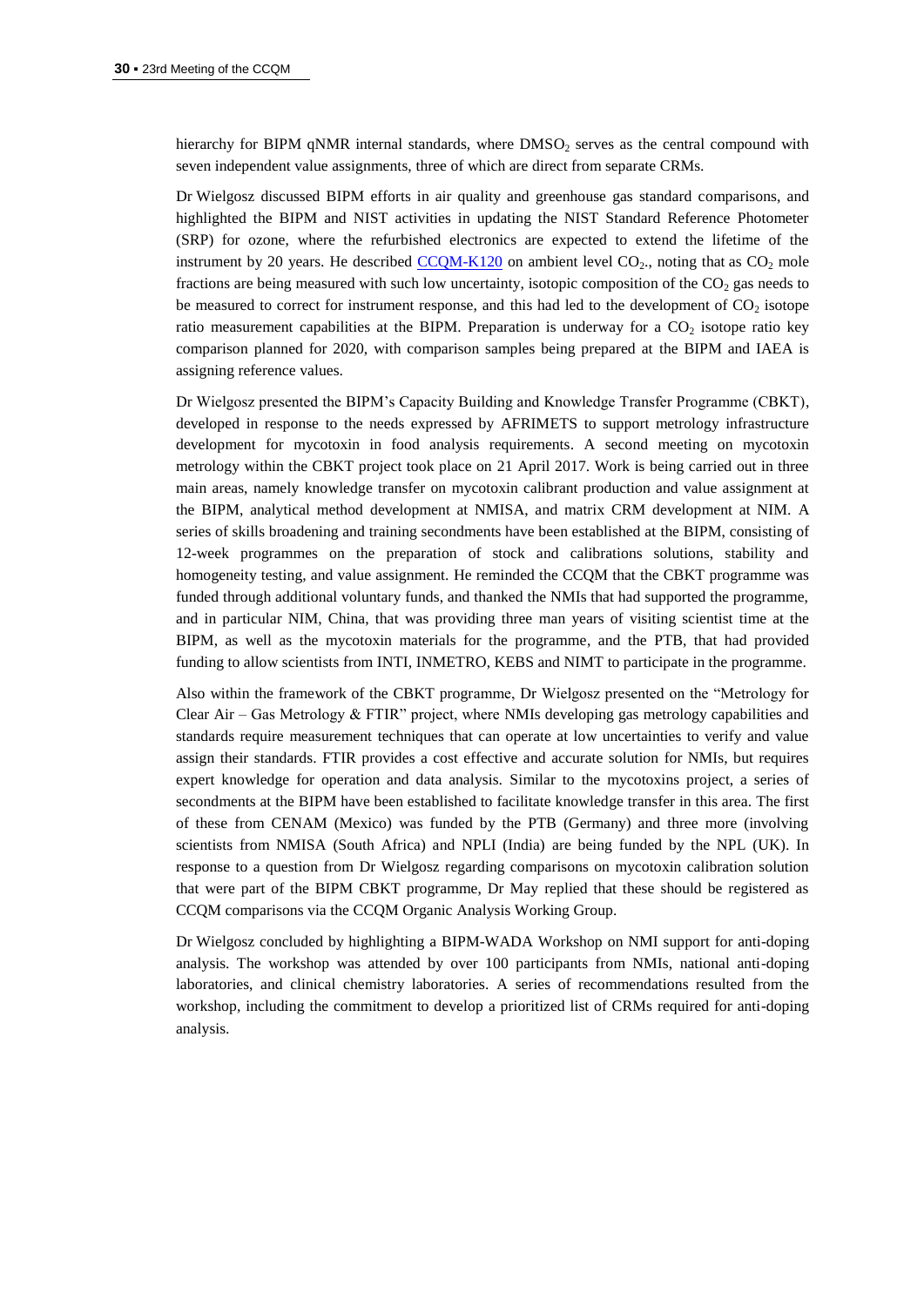hierarchy for BIPM qNMR internal standards, where $DMSO_2$ serves as the central compound with seven independent value assignments, three of which are direct from separate CRMs.

Dr Wielgosz discussed BIPM efforts in air quality and greenhouse gas standard comparisons, and highlighted the BIPM and NIST activities in updating the NIST Standard Reference Photometer (SRP) for ozone, where the refurbished electronics are expected to extend the lifetime of the instrument by 20 years. He described CCQM-K120 on ambient level $CO_2$., noting that as $CO_2$ mole fractions are being measured with such low uncertainty, isotopic composition of the $CO_2$ gas needs to be measured to correct for instrument response, and this had led to the development of $CO_2$ isotope ratio measurement capabilities at the BIPM. Preparation is underway for a $CO_2$ isotope ratio key comparison planned for 2020, with comparison samples being prepared at the BIPM and IAEA is assigning reference values.

Dr Wielgosz presented the BIPM's Capacity Building and Knowledge Transfer Programme (CBKT), developed in response to the needs expressed by AFRIMETS to support metrology infrastructure development for mycotoxin in food analysis requirements. A second meeting on mycotoxin metrology within the CBKT project took place on 21 April 2017. Work is being carried out in three main areas, namely knowledge transfer on mycotoxin calibrant production and value assignment at the BIPM, analytical method development at NMISA, and matrix CRM development at NIM. A series of skills broadening and training secondments have been established at the BIPM, consisting of 12-week programmes on the preparation of stock and calibrations solutions, stability and homogeneity testing, and value assignment. He reminded the CCQM that the CBKT programme was funded through additional voluntary funds, and thanked the NMIs that had supported the programme, and in particular NIM, China, that was providing three man years of visiting scientist time at the BIPM, as well as the mycotoxin materials for the programme, and the PTB, that had provided funding to allow scientists from INTI, INMETRO, KEBS and NIMT to participate in the programme.

Also within the framework of the CBKT programme, Dr Wielgosz presented on the "Metrology for Clear Air – Gas Metrology & FTIR" project, where NMIs developing gas metrology capabilities and standards require measurement techniques that can operate at low uncertainties to verify and value assign their standards. FTIR provides a cost effective and accurate solution for NMIs, but requires expert knowledge for operation and data analysis. Similar to the mycotoxins project, a series of secondments at the BIPM have been established to facilitate knowledge transfer in this area. The first of these from CENAM (Mexico) was funded by the PTB (Germany) and three more (involving scientists from NMISA (South Africa) and NPLI (India) are being funded by the NPL (UK). In response to a question from Dr Wielgosz regarding comparisons on mycotoxin calibration solution that were part of the BIPM CBKT programme, Dr May replied that these should be registered as CCQM comparisons via the CCQM Organic Analysis Working Group.

Dr Wielgosz concluded by highlighting a BIPM-WADA Workshop on NMI support for anti-doping analysis. The workshop was attended by over 100 participants from NMIs, national anti-doping laboratories, and clinical chemistry laboratories. A series of recommendations resulted from the workshop, including the commitment to develop a prioritized list of CRMs required for anti-doping analysis.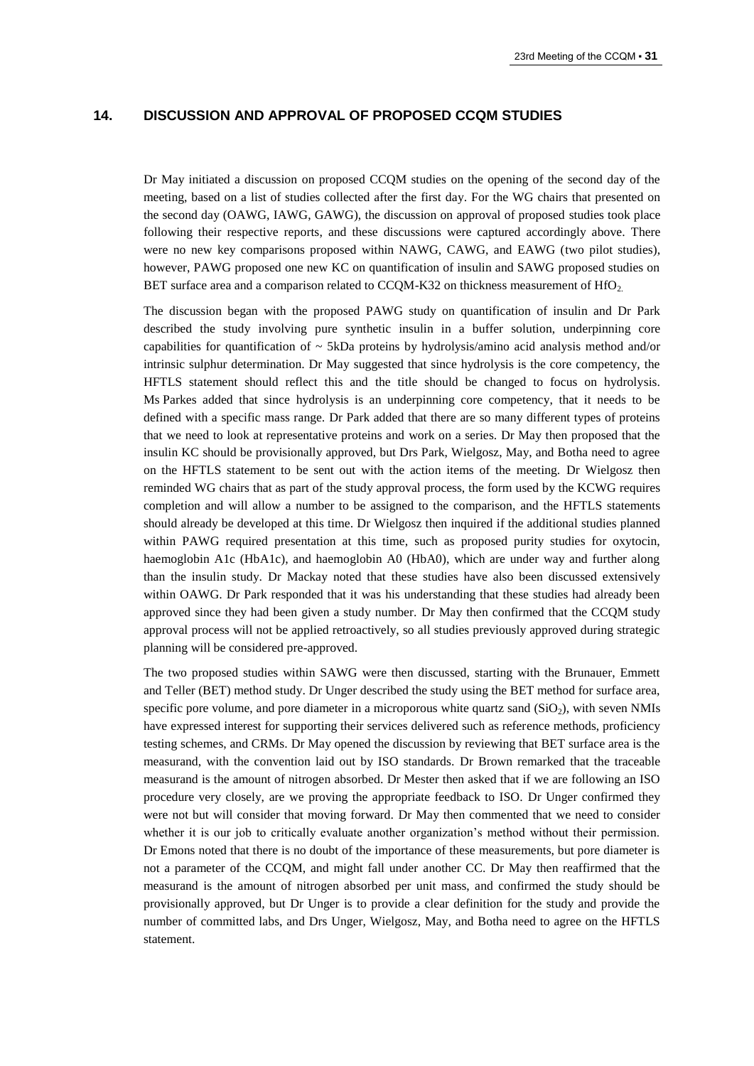## 14. DISCUSSION AND APPROVAL OF PROPOSED CCQM STUDIES

Dr May initiated a discussion on proposed CCQM studies on the opening of the second day of the meeting, based on a list of studies collected after the first day. For the WG chairs that presented on the second day (OAWG, IAWG, GAWG), the discussion on approval of proposed studies took place following their respective reports, and these discussions were captured accordingly above. There were no new key comparisons proposed within NAWG, CAWG, and EAWG (two pilot studies), however, PAWG proposed one new KC on quantification of insulin and SAWG proposed studies on BET surface area and a comparison related to CCQM-K32 on thickness measurement of $HfO_2$.

The discussion began with the proposed PAWG study on quantification of insulin and Dr Park described the study involving pure synthetic insulin in a buffer solution, underpinning core capabilities for quantification of ~ 5kDa proteins by hydrolysis/amino acid analysis method and/or intrinsic sulphur determination. Dr May suggested that since hydrolysis is the core competency, the HFTLS statement should reflect this and the title should be changed to focus on hydrolysis. Ms Parkes added that since hydrolysis is an underpinning core competency, that it needs to be defined with a specific mass range. Dr Park added that there are so many different types of proteins that we need to look at representative proteins and work on a series. Dr May then proposed that the insulin KC should be provisionally approved, but Drs Park, Wielgosz, May, and Botha need to agree on the HFTLS statement to be sent out with the action items of the meeting. Dr Wielgosz then reminded WG chairs that as part of the study approval process, the form used by the KCWG requires completion and will allow a number to be assigned to the comparison, and the HFTLS statements should already be developed at this time. Dr Wielgosz then inquired if the additional studies planned within PAWG required presentation at this time, such as proposed purity studies for oxytocin, haemoglobin A1c (HbA1c), and haemoglobin A0 (HbA0), which are under way and further along than the insulin study. Dr Mackay noted that these studies have also been discussed extensively within OAWG. Dr Park responded that it was his understanding that these studies had already been approved since they had been given a study number. Dr May then confirmed that the CCQM study approval process will not be applied retroactively, so all studies previously approved during strategic planning will be considered pre-approved.

The two proposed studies within SAWG were then discussed, starting with the Brunauer, Emmett and Teller (BET) method study. Dr Unger described the study using the BET method for surface area, specific pore volume, and pore diameter in a microporous white quartz sand ($SiO_2$), with seven NMIs have expressed interest for supporting their services delivered such as reference methods, proficiency testing schemes, and CRMs. Dr May opened the discussion by reviewing that BET surface area is the measurand, with the convention laid out by ISO standards. Dr Brown remarked that the traceable measurand is the amount of nitrogen absorbed. Dr Mester then asked that if we are following an ISO procedure very closely, are we proving the appropriate feedback to ISO. Dr Unger confirmed they were not but will consider that moving forward. Dr May then commented that we need to consider whether it is our job to critically evaluate another organization's method without their permission. Dr Emons noted that there is no doubt of the importance of these measurements, but pore diameter is not a parameter of the CCQM, and might fall under another CC. Dr May then reaffirmed that the measurand is the amount of nitrogen absorbed per unit mass, and confirmed the study should be provisionally approved, but Dr Unger is to provide a clear definition for the study and provide the number of committed labs, and Drs Unger, Wielgosz, May, and Botha need to agree on the HFTLS statement.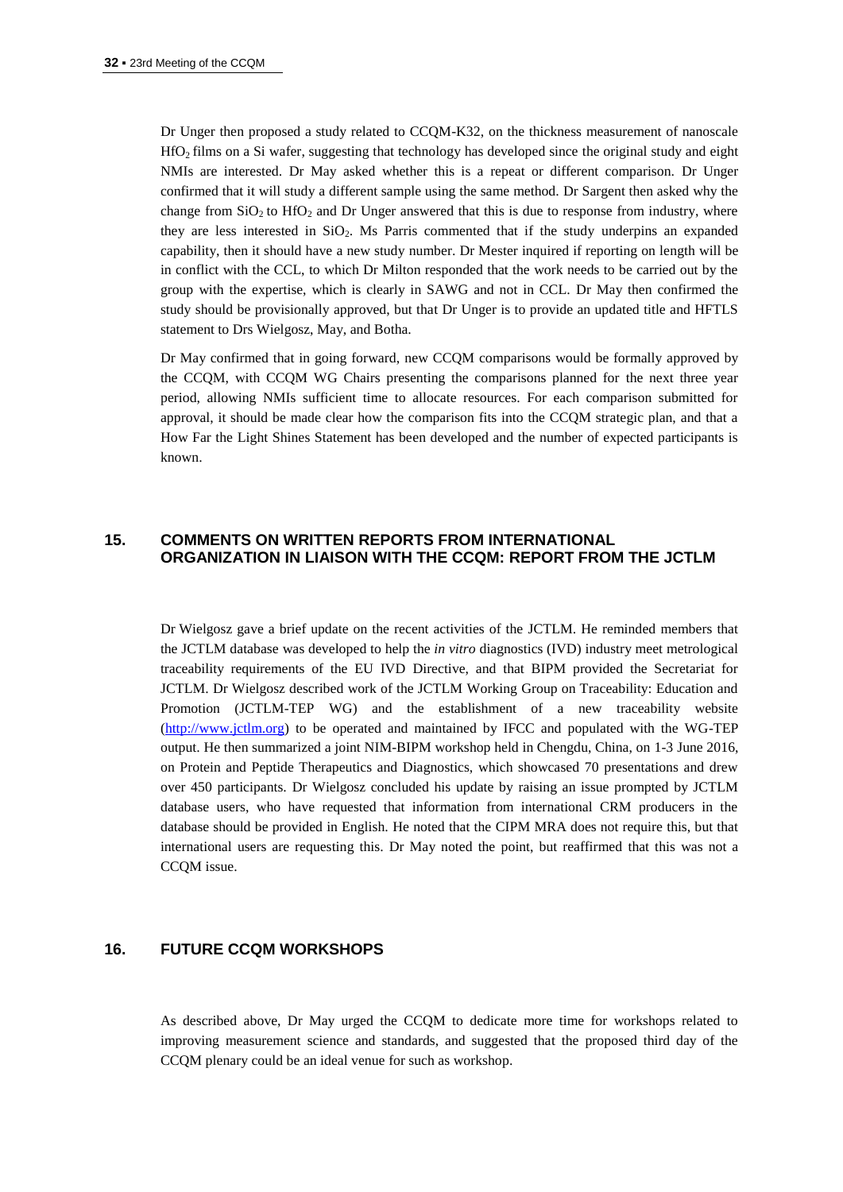Dr Unger then proposed a study related to CCQM-K32, on the thickness measurement of nanoscale $HfO_2$ films on a Si wafer, suggesting that technology has developed since the original study and eight NMIs are interested. Dr May asked whether this is a repeat or different comparison. Dr Unger confirmed that it will study a different sample using the same method. Dr Sargent then asked why the change from $SiO_2$ to $HfO_2$ and Dr Unger answered that this is due to response from industry, where they are less interested in $SiO_2$. Ms Parris commented that if the study underpins an expanded capability, then it should have a new study number. Dr Mester inquired if reporting on length will be in conflict with the CCL, to which Dr Milton responded that the work needs to be carried out by the group with the expertise, which is clearly in SAWG and not in CCL. Dr May then confirmed the study should be provisionally approved, but that Dr Unger is to provide an updated title and HFTLS statement to Drs Wielgosz, May, and Botha.

Dr May confirmed that in going forward, new CCQM comparisons would be formally approved by the CCQM, with CCQM WG Chairs presenting the comparisons planned for the next three year period, allowing NMIs sufficient time to allocate resources. For each comparison submitted for approval, it should be made clear how the comparison fits into the CCQM strategic plan, and that a How Far the Light Shines Statement has been developed and the number of expected participants is known.

## 15. COMMENTS ON WRITTEN REPORTS FROM INTERNATIONAL ORGANIZATION IN LIAISON WITH THE CCQM: REPORT FROM THE JCTLM

Dr Wielgosz gave a brief update on the recent activities of the JCTLM. He reminded members that the JCTLM database was developed to help the *in vitro* diagnostics (IVD) industry meet metrological traceability requirements of the EU IVD Directive, and that BIPM provided the Secretariat for JCTLM. Dr Wielgosz described work of the JCTLM Working Group on Traceability: Education and Promotion (JCTLM-TEP WG) and the establishment of a new traceability website (http://www.jctlm.org) to be operated and maintained by IFCC and populated with the WG-TEP output. He then summarized a joint NIM-BIPM workshop held in Chengdu, China, on 1-3 June 2016, on Protein and Peptide Therapeutics and Diagnostics, which showcased 70 presentations and drew over 450 participants. Dr Wielgosz concluded his update by raising an issue prompted by JCTLM database users, who have requested that information from international CRM producers in the database should be provided in English. He noted that the CIPM MRA does not require this, but that international users are requesting this. Dr May noted the point, but reaffirmed that this was not a CCQM issue.

## 16. FUTURE CCQM WORKSHOPS

As described above, Dr May urged the CCQM to dedicate more time for workshops related to improving measurement science and standards, and suggested that the proposed third day of the CCQM plenary could be an ideal venue for such as workshop.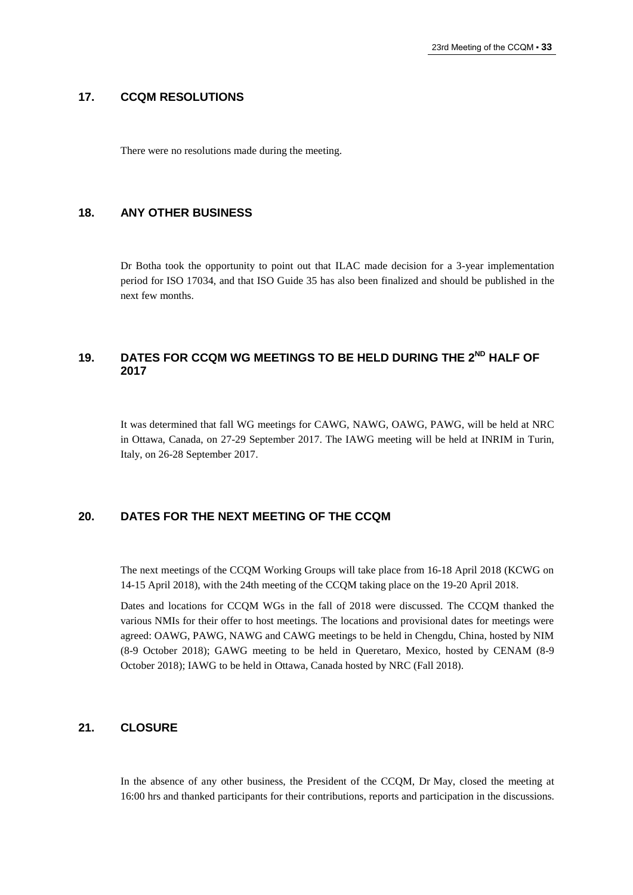## 17. CCQM RESOLUTIONS

There were no resolutions made during the meeting.

## 18. ANY OTHER BUSINESS

Dr Botha took the opportunity to point out that ILAC made decision for a 3-year implementation period for ISO 17034, and that ISO Guide 35 has also been finalized and should be published in the next few months.

## 19. DATES FOR CCQM WG MEETINGS TO BE HELD DURING THE 2ND HALF OF 2017

It was determined that fall WG meetings for CAWG, NAWG, OAWG, PAWG, will be held at NRC in Ottawa, Canada, on 27-29 September 2017. The IAWG meeting will be held at INRIM in Turin, Italy, on 26-28 September 2017.

## 20. DATES FOR THE NEXT MEETING OF THE CCQM

The next meetings of the CCQM Working Groups will take place from 16-18 April 2018 (KCWG on 14-15 April 2018), with the 24th meeting of the CCQM taking place on the 19-20 April 2018.

Dates and locations for CCQM WGs in the fall of 2018 were discussed. The CCQM thanked the various NMIs for their offer to host meetings. The locations and provisional dates for meetings were agreed: OAWG, PAWG, NAWG and CAWG meetings to be held in Chengdu, China, hosted by NIM (8-9 October 2018); GAWG meeting to be held in Queretaro, Mexico, hosted by CENAM (8-9 October 2018); IAWG to be held in Ottawa, Canada hosted by NRC (Fall 2018).

## 21. CLOSURE

In the absence of any other business, the President of the CCQM, Dr May, closed the meeting at 16:00 hrs and thanked participants for their contributions, reports and participation in the discussions.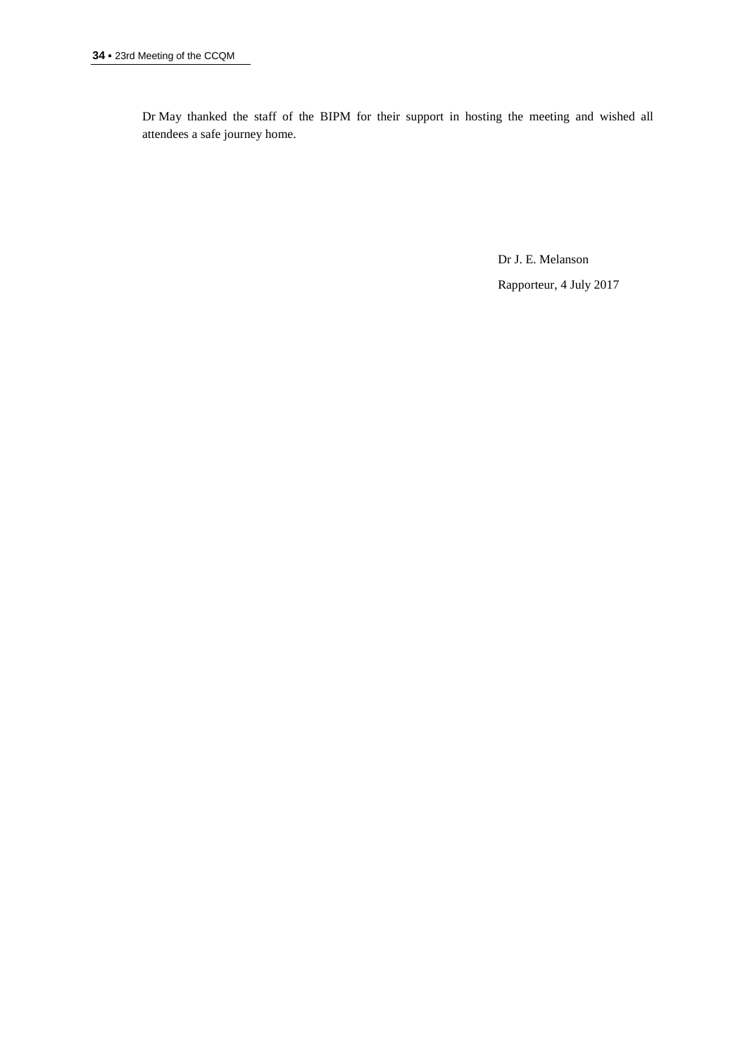Dr May thanked the staff of the BIPM for their support in hosting the meeting and wished all attendees a safe journey home.

Dr J. E. Melanson

Rapporteur, 4 July 2017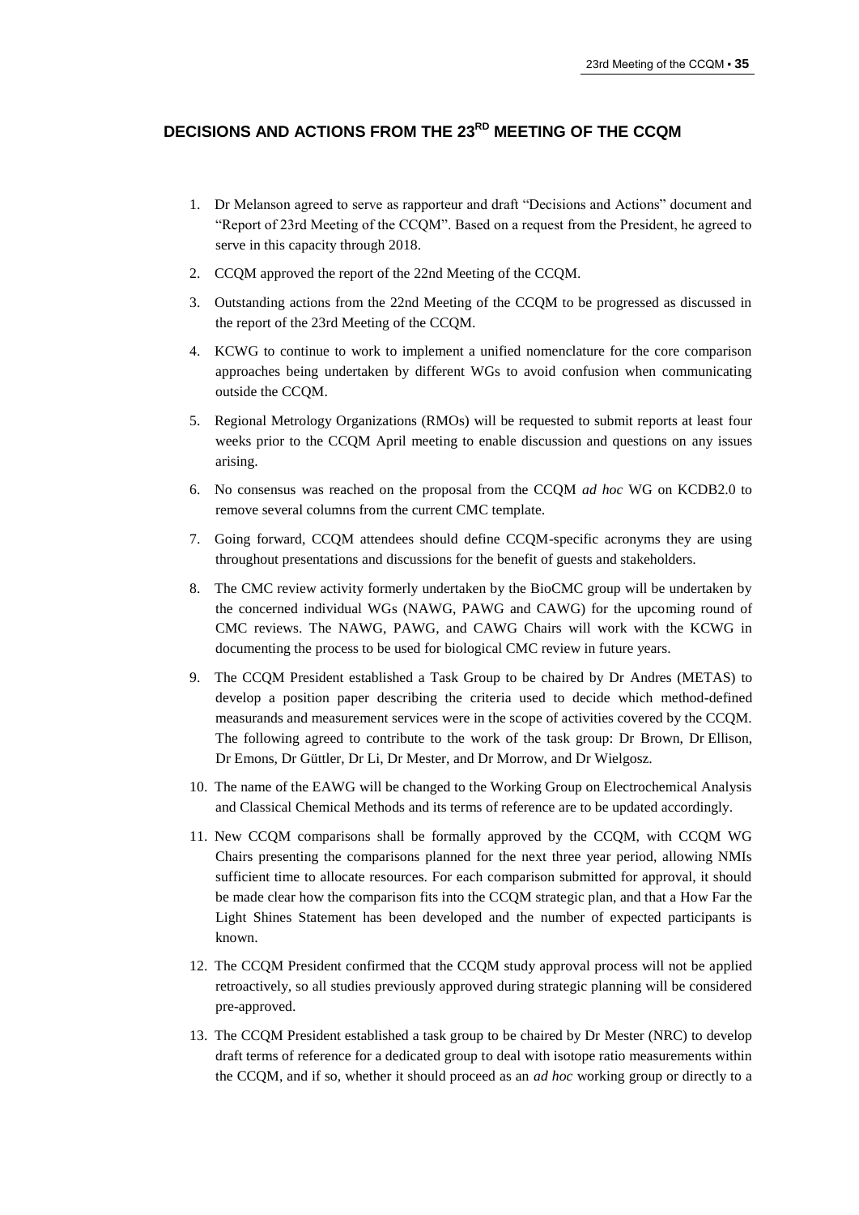## DECISIONS AND ACTIONS FROM THE 23RD MEETING OF THE CCQM

1. Dr Melanson agreed to serve as rapporteur and draft "Decisions and Actions" document and "Report of 23rd Meeting of the CCQM". Based on a request from the President, he agreed to serve in this capacity through 2018.
2. CCQM approved the report of the 22nd Meeting of the CCQM.
3. Outstanding actions from the 22nd Meeting of the CCQM to be progressed as discussed in the report of the 23rd Meeting of the CCQM.
4. KCWG to continue to work to implement a unified nomenclature for the core comparison approaches being undertaken by different WGs to avoid confusion when communicating outside the CCQM.
5. Regional Metrology Organizations (RMOs) will be requested to submit reports at least four weeks prior to the CCQM April meeting to enable discussion and questions on any issues arising.
6. No consensus was reached on the proposal from the CCQM *ad hoc* WG on KCDB2.0 to remove several columns from the current CMC template.
7. Going forward, CCQM attendees should define CCQM-specific acronyms they are using throughout presentations and discussions for the benefit of guests and stakeholders.
8. The CMC review activity formerly undertaken by the BioCMC group will be undertaken by the concerned individual WGs (NAWG, PAWG and CAWG) for the upcoming round of CMC reviews. The NAWG, PAWG, and CAWG Chairs will work with the KCWG in documenting the process to be used for biological CMC review in future years.
9. The CCQM President established a Task Group to be chaired by Dr Andres (METAS) to develop a position paper describing the criteria used to decide which method-defined measurands and measurement services were in the scope of activities covered by the CCQM. The following agreed to contribute to the work of the task group: Dr Brown, Dr Ellison, Dr Emons, Dr Güttler, Dr Li, Dr Mester, and Dr Morrow, and Dr Wielgosz.
10. The name of the EAWG will be changed to the Working Group on Electrochemical Analysis and Classical Chemical Methods and its terms of reference are to be updated accordingly.
11. New CCQM comparisons shall be formally approved by the CCQM, with CCQM WG Chairs presenting the comparisons planned for the next three year period, allowing NMIs sufficient time to allocate resources. For each comparison submitted for approval, it should be made clear how the comparison fits into the CCQM strategic plan, and that a How Far the Light Shines Statement has been developed and the number of expected participants is known.
12. The CCQM President confirmed that the CCQM study approval process will not be applied retroactively, so all studies previously approved during strategic planning will be considered pre-approved.
13. The CCQM President established a task group to be chaired by Dr Mester (NRC) to develop draft terms of reference for a dedicated group to deal with isotope ratio measurements within the CCQM, and if so, whether it should proceed as an *ad hoc* working group or directly to a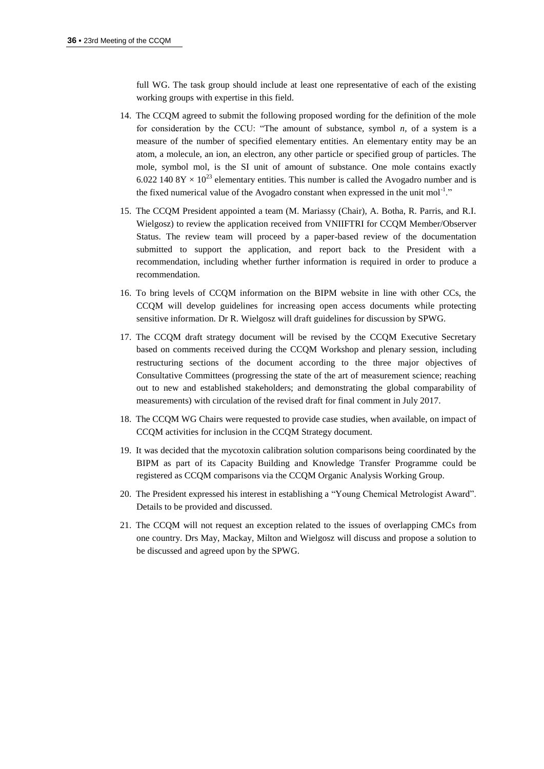full WG. The task group should include at least one representative of each of the existing working groups with expertise in this field.

14. The CCQM agreed to submit the following proposed wording for the definition of the mole for consideration by the CCU: "The amount of substance, symbol *n*, of a system is a measure of the number of specified elementary entities. An elementary entity may be an atom, a molecule, an ion, an electron, any other particle or specified group of particles. The mole, symbol mol, is the SI unit of amount of substance. One mole contains exactly 6.022 140 8Y $\times 10^{23}$ elementary entities. This number is called the Avogadro number and is the fixed numerical value of the Avogadro constant when expressed in the unit $mol^{-1}$."
15. The CCQM President appointed a team (M. Mariassy (Chair), A. Botha, R. Parris, and R.I. Wielgosz) to review the application received from VNIIFTRI for CCQM Member/Observer Status. The review team will proceed by a paper-based review of the documentation submitted to support the application, and report back to the President with a recommendation, including whether further information is required in order to produce a recommendation.
16. To bring levels of CCQM information on the BIPM website in line with other CCs, the CCQM will develop guidelines for increasing open access documents while protecting sensitive information. Dr R. Wielgosz will draft guidelines for discussion by SPWG.
17. The CCQM draft strategy document will be revised by the CCQM Executive Secretary based on comments received during the CCQM Workshop and plenary session, including restructuring sections of the document according to the three major objectives of Consultative Committees (progressing the state of the art of measurement science; reaching out to new and established stakeholders; and demonstrating the global comparability of measurements) with circulation of the revised draft for final comment in July 2017.
18. The CCQM WG Chairs were requested to provide case studies, when available, on impact of CCQM activities for inclusion in the CCQM Strategy document.
19. It was decided that the mycotoxin calibration solution comparisons being coordinated by the BIPM as part of its Capacity Building and Knowledge Transfer Programme could be registered as CCQM comparisons via the CCQM Organic Analysis Working Group.
20. The President expressed his interest in establishing a "Young Chemical Metrologist Award". Details to be provided and discussed.
21. The CCQM will not request an exception related to the issues of overlapping CMCs from one country. Drs May, Mackay, Milton and Wielgosz will discuss and propose a solution to be discussed and agreed upon by the SPWG.